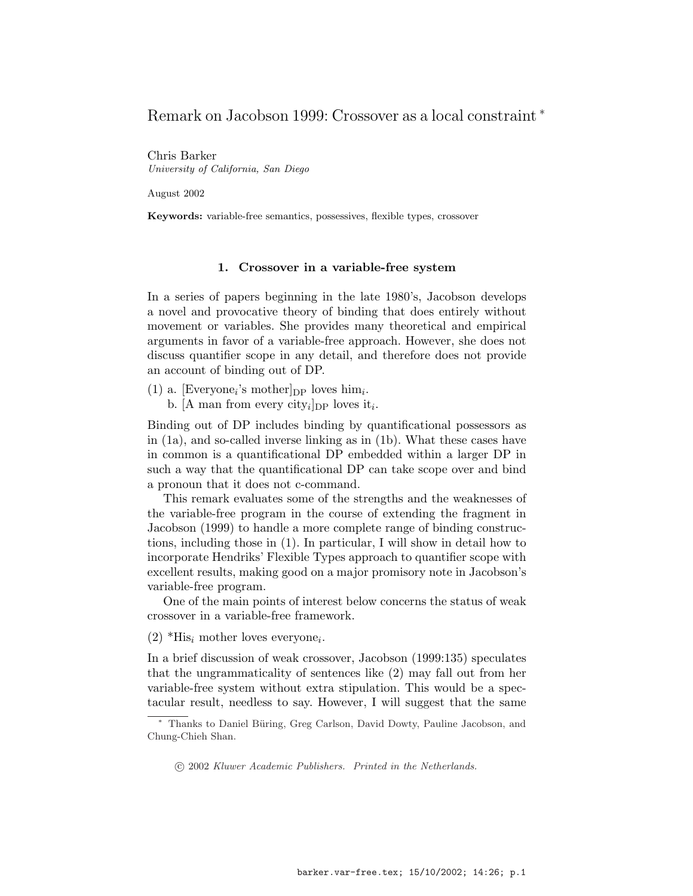# Remark on Jacobson 1999: Crossover as a local constraint [*]

Chris Barker
*University of California, San Diego*

August 2002

**Keywords:** variable-free semantics, possessives, flexible types, crossover

## 1. Crossover in a variable-free system

In a series of papers beginning in the late 1980's, Jacobson develops a novel and provocative theory of binding that does entirely without movement or variables. She provides many theoretical and empirical arguments in favor of a variable-free approach. However, she does not discuss quantifier scope in any detail, and therefore does not provide an account of binding out of DP.

(1) a. [Everyone$_i$'s mother]$_{\mathrm{DP}}$ loves him$_i$.
   b. [A man from every city$_i$]$_{\mathrm{DP}}$ loves it$_i$.

Binding out of DP includes binding by quantificational possessors as in (1a), and so-called inverse linking as in (1b). What these cases have in common is a quantificational DP embedded within a larger DP in such a way that the quantificational DP can take scope over and bind a pronoun that it does not c-command.

This remark evaluates some of the strengths and the weaknesses of the variable-free program in the course of extending the fragment in Jacobson (1999) to handle a more complete range of binding constructions, including those in (1). In particular, I will show in detail how to incorporate Hendriks' Flexible Types approach to quantifier scope with excellent results, making good on a major promisory note in Jacobson's variable-free program.

One of the main points of interest below concerns the status of weak crossover in a variable-free framework.

(2) \*His$_i$ mother loves everyone$_i$.

In a brief discussion of weak crossover, Jacobson (1999:135) speculates that the ungrammaticality of sentences like (2) may fall out from her variable-free system without extra stipulation. This would be a spectacular result, needless to say. However, I will suggest that the same

---

[*] Thanks to Daniel Büring, Greg Carlson, David Dowty, Pauline Jacobson, and Chung-Chieh Shan.

© 2002 *Kluwer Academic Publishers. Printed in the Netherlands.*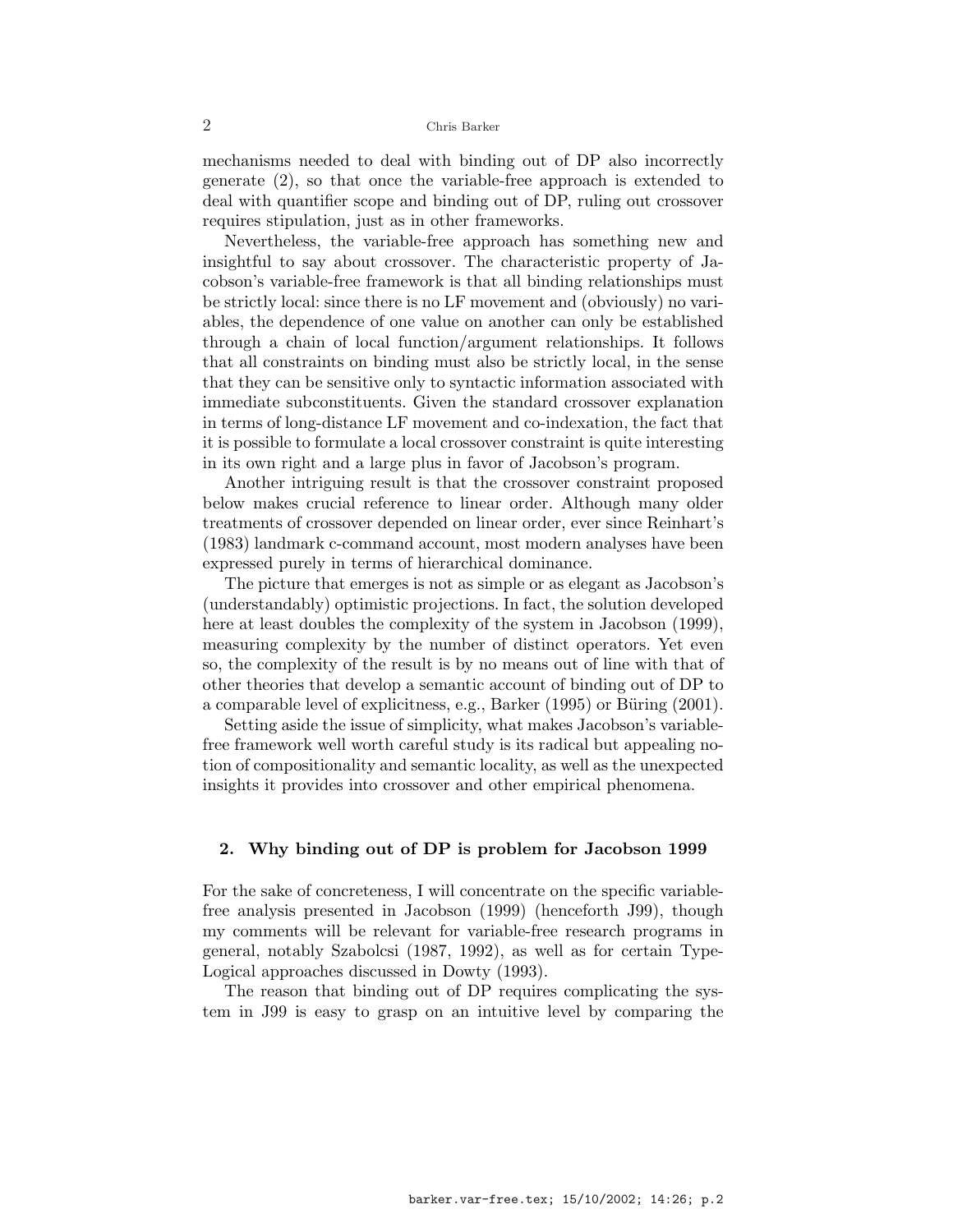mechanisms needed to deal with binding out of DP also incorrectly generate (2), so that once the variable-free approach is extended to deal with quantifier scope and binding out of DP, ruling out crossover requires stipulation, just as in other frameworks.

Nevertheless, the variable-free approach has something new and insightful to say about crossover. The characteristic property of Jacobson's variable-free framework is that all binding relationships must be strictly local: since there is no LF movement and (obviously) no variables, the dependence of one value on another can only be established through a chain of local function/argument relationships. It follows that all constraints on binding must also be strictly local, in the sense that they can be sensitive only to syntactic information associated with immediate subconstituents. Given the standard crossover explanation in terms of long-distance LF movement and co-indexation, the fact that it is possible to formulate a local crossover constraint is quite interesting in its own right and a large plus in favor of Jacobson's program.

Another intriguing result is that the crossover constraint proposed below makes crucial reference to linear order. Although many older treatments of crossover depended on linear order, ever since Reinhart's (1983) landmark c-command account, most modern analyses have been expressed purely in terms of hierarchical dominance.

The picture that emerges is not as simple or as elegant as Jacobson's (understandably) optimistic projections. In fact, the solution developed here at least doubles the complexity of the system in Jacobson (1999), measuring complexity by the number of distinct operators. Yet even so, the complexity of the result is by no means out of line with that of other theories that develop a semantic account of binding out of DP to a comparable level of explicitness, e.g., Barker (1995) or Büring (2001).

Setting aside the issue of simplicity, what makes Jacobson's variable-free framework well worth careful study is its radical but appealing notion of compositionality and semantic locality, as well as the unexpected insights it provides into crossover and other empirical phenomena.

## 2. Why binding out of DP is problem for Jacobson 1999

For the sake of concreteness, I will concentrate on the specific variable-free analysis presented in Jacobson (1999) (henceforth J99), though my comments will be relevant for variable-free research programs in general, notably Szabolcsi (1987, 1992), as well as for certain Type-Logical approaches discussed in Dowty (1993).

The reason that binding out of DP requires complicating the system in J99 is easy to grasp on an intuitive level by comparing the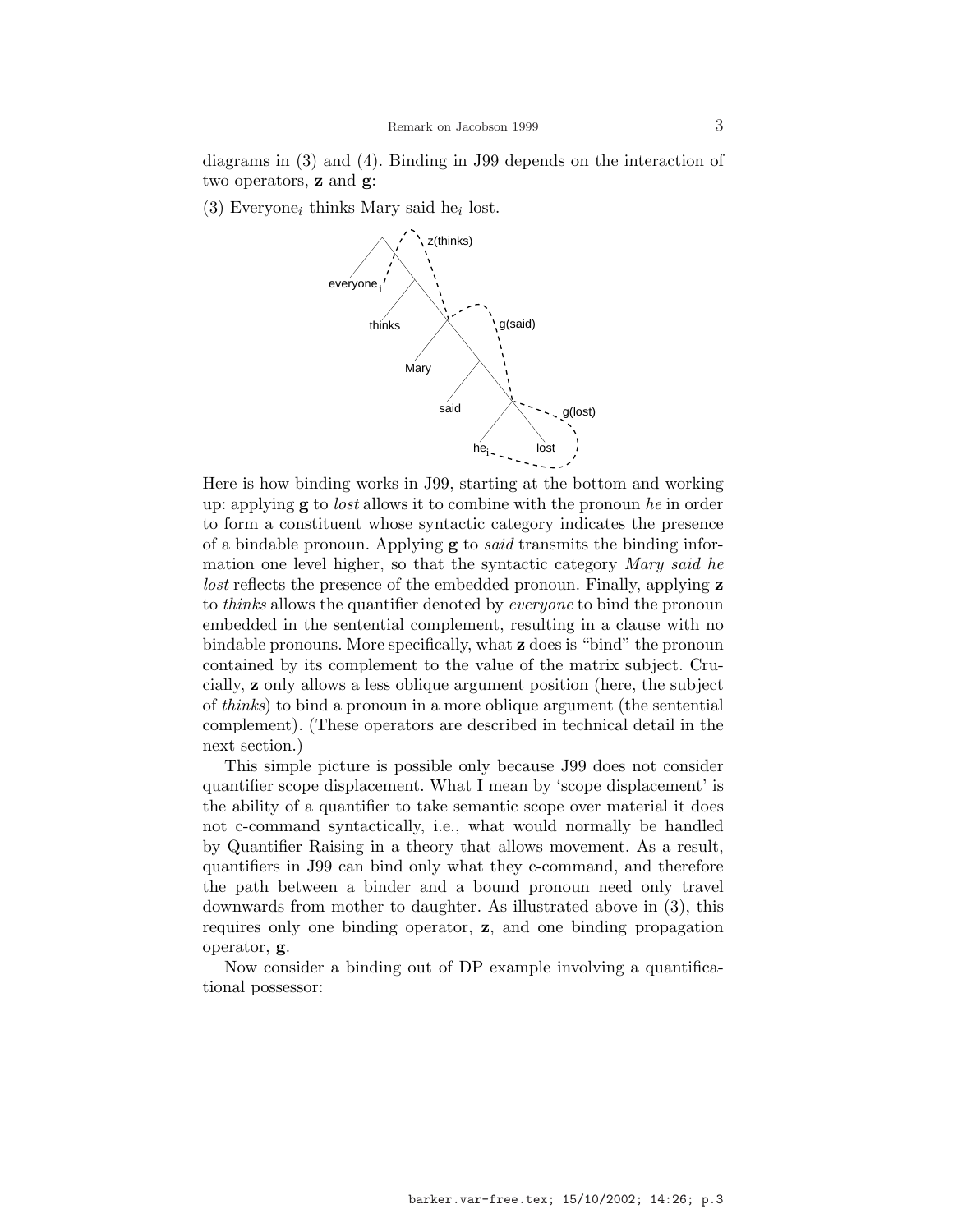diagrams in (3) and (4). Binding in J99 depends on the interaction of two operators, **z** and **g**:

(3) Everyone$_i$ thinks Mary said he$_i$ lost.

Here is how binding works in J99, starting at the bottom and working up: applying **g** to *lost* allows it to combine with the pronoun *he* in order to form a constituent whose syntactic category indicates the presence of a bindable pronoun. Applying **g** to *said* transmits the binding information one level higher, so that the syntactic category *Mary said he lost* reflects the presence of the embedded pronoun. Finally, applying **z** to *thinks* allows the quantifier denoted by *everyone* to bind the pronoun embedded in the sentential complement, resulting in a clause with no bindable pronouns. More specifically, what **z** does is "bind" the pronoun contained by its complement to the value of the matrix subject. Crucially, **z** only allows a less oblique argument position (here, the subject of *thinks*) to bind a pronoun in a more oblique argument (the sentential complement). (These operators are described in technical detail in the next section.)

This simple picture is possible only because J99 does not consider quantifier scope displacement. What I mean by 'scope displacement' is the ability of a quantifier to take semantic scope over material it does not c-command syntactically, i.e., what would normally be handled by Quantifier Raising in a theory that allows movement. As a result, quantifiers in J99 can bind only what they c-command, and therefore the path between a binder and a bound pronoun need only travel downwards from mother to daughter. As illustrated above in (3), this requires only one binding operator, **z**, and one binding propagation operator, **g**.

Now consider a binding out of DP example involving a quantificational possessor: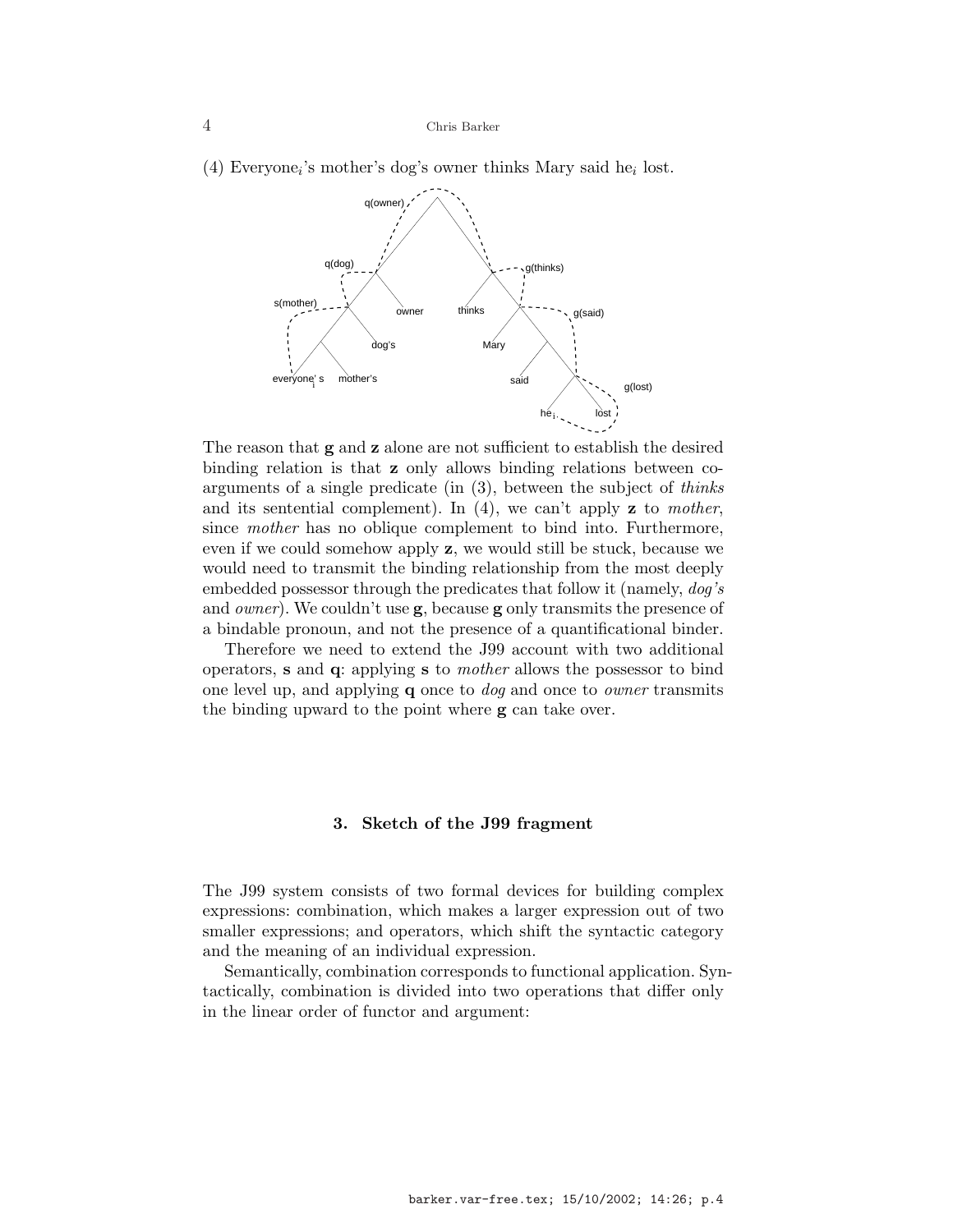(4) Everyone$_i$'s mother's dog's owner thinks Mary said he$_i$ lost.

The reason that **g** and **z** alone are not sufficient to establish the desired binding relation is that **z** only allows binding relations between co-arguments of a single predicate (in (3), between the subject of *thinks* and its sentential complement). In (4), we can't apply **z** to *mother*, since *mother* has no oblique complement to bind into. Furthermore, even if we could somehow apply **z**, we would still be stuck, because we would need to transmit the binding relationship from the most deeply embedded possessor through the predicates that follow it (namely, *dog's* and *owner*). We couldn't use **g**, because **g** only transmits the presence of a bindable pronoun, and not the presence of a quantificational binder.

Therefore we need to extend the J99 account with two additional operators, **s** and **q**: applying **s** to *mother* allows the possessor to bind one level up, and applying **q** once to *dog* and once to *owner* transmits the binding upward to the point where **g** can take over.

## 3. Sketch of the J99 fragment

The J99 system consists of two formal devices for building complex expressions: combination, which makes a larger expression out of two smaller expressions; and operators, which shift the syntactic category and the meaning of an individual expression.

Semantically, combination corresponds to functional application. Syntactically, combination is divided into two operations that differ only in the linear order of functor and argument: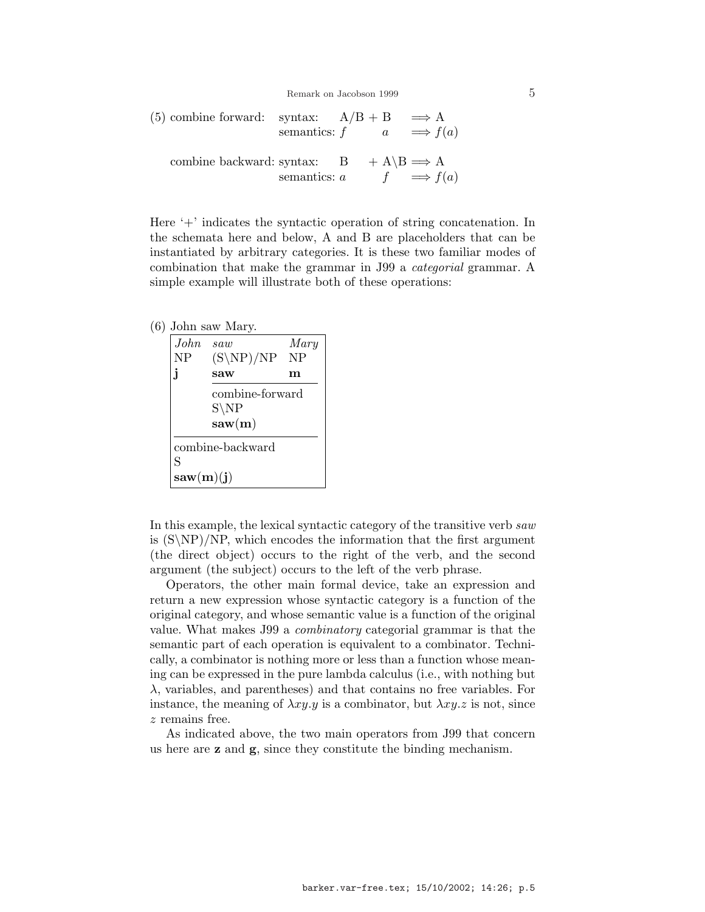(5) combine forward: syntax: $\mathrm{A/B} + \mathrm{B} \Longrightarrow \mathrm{A}$
semantics: $f \quad a \Longrightarrow f(a)$

combine backward: syntax: $\mathrm{B} + \mathrm{A\backslash B} \Longrightarrow \mathrm{A}$
semantics: $a \quad f \Longrightarrow f(a)$

Here '+' indicates the syntactic operation of string concatenation. In the schemata here and below, A and B are placeholders that can be instantiated by arbitrary categories. It is these two familiar modes of combination that make the grammar in J99 a *categorial* grammar. A simple example will illustrate both of these operations:

(6) John saw Mary.

| *John* | *saw* | *Mary* |
|---|---|---|
| NP | (S\NP)/NP | NP |
| **j** | **saw** | **m** |
| | combine-forward<br>S\NP<br>**saw**(**m**) | |
| combine-backward<br>S<br>**saw**(**m**)(**j**) | | |

In this example, the lexical syntactic category of the transitive verb *saw* is (S\NP)/NP, which encodes the information that the first argument (the direct object) occurs to the right of the verb, and the second argument (the subject) occurs to the left of the verb phrase.

Operators, the other main formal device, take an expression and return a new expression whose syntactic category is a function of the original category, and whose semantic value is a function of the original value. What makes J99 a *combinatory* categorial grammar is that the semantic part of each operation is equivalent to a combinator. Technically, a combinator is nothing more or less than a function whose meaning can be expressed in the pure lambda calculus (i.e., with nothing but $\lambda$, variables, and parentheses) and that contains no free variables. For instance, the meaning of $\lambda xy.y$ is a combinator, but $\lambda xy.z$ is not, since $z$ remains free.

As indicated above, the two main operators from J99 that concern us here are **z** and **g**, since they constitute the binding mechanism.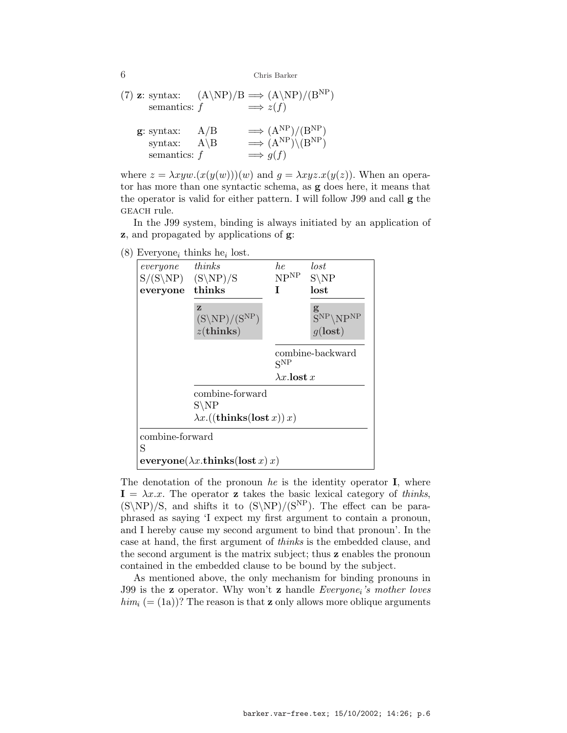(7) **z**: syntax: $(\mathrm{A}\backslash\mathrm{NP})/\mathrm{B} \Longrightarrow (\mathrm{A}\backslash\mathrm{NP})/(\mathrm{B}^{\mathrm{NP}})$
    semantics: $f \Longrightarrow z(f)$

**g**: syntax: $\mathrm{A}/\mathrm{B} \Longrightarrow (\mathrm{A}^{\mathrm{NP}})/(\mathrm{B}^{\mathrm{NP}})$
    syntax: $\mathrm{A}\backslash\mathrm{B} \Longrightarrow (\mathrm{A}^{\mathrm{NP}})\backslash(\mathrm{B}^{\mathrm{NP}})$
    semantics: $f \Longrightarrow g(f)$

where $z = \lambda xyw.(x(y(w)))(w)$ and $g = \lambda xyz.x(y(z))$. When an operator has more than one syntactic schema, as **g** does here, it means that the operator is valid for either pattern. I will follow J99 and call **g** the GEACH rule.

In the J99 system, binding is always initiated by an application of **z**, and propagated by applications of **g**:

(8) Everyone$_i$ thinks he$_i$ lost.

| *everyone* | *thinks* | *he* | *lost* |
|---|---|---|---|
| $\mathrm{S}/(\mathrm{S}\backslash\mathrm{NP})$ | $(\mathrm{S}\backslash\mathrm{NP})/\mathrm{S}$ | $\mathrm{NP}^{\mathrm{NP}}$ | $\mathrm{S}\backslash\mathrm{NP}$ |
| **everyone** | **thinks** | **I** | **lost** |
| | **z** $(\mathrm{S}\backslash\mathrm{NP})/(\mathrm{S}^{\mathrm{NP}})$ $z(\textbf{thinks})$ | | **g** $\mathrm{S}^{\mathrm{NP}}\backslash\mathrm{NP}^{\mathrm{NP}}$ $g(\textbf{lost})$ |
| | | combine-backward $\mathrm{S}^{\mathrm{NP}}$ $\lambda x.\textbf{lost}\,x$ | |
| | combine-forward $\mathrm{S}\backslash\mathrm{NP}$ $\lambda x.((\textbf{thinks}(\textbf{lost}\,x))\,x)$ | | |
| combine-forward S $\textbf{everyone}(\lambda x.\textbf{thinks}(\textbf{lost}\,x)\,x)$ | | | |

The denotation of the pronoun *he* is the identity operator **I**, where $\mathbf{I} = \lambda x.x$. The operator **z** takes the basic lexical category of *thinks*, $(\mathrm{S}\backslash\mathrm{NP})/\mathrm{S}$, and shifts it to $(\mathrm{S}\backslash\mathrm{NP})/(\mathrm{S}^{\mathrm{NP}})$. The effect can be paraphrased as saying 'I expect my first argument to contain a pronoun, and I hereby cause my second argument to bind that pronoun'. In the case at hand, the first argument of *thinks* is the embedded clause, and the second argument is the matrix subject; thus **z** enables the pronoun contained in the embedded clause to be bound by the subject.

As mentioned above, the only mechanism for binding pronouns in J99 is the **z** operator. Why won't **z** handle *Everyone$_i$'s mother loves him$_i$* (= (1a))? The reason is that **z** only allows more oblique arguments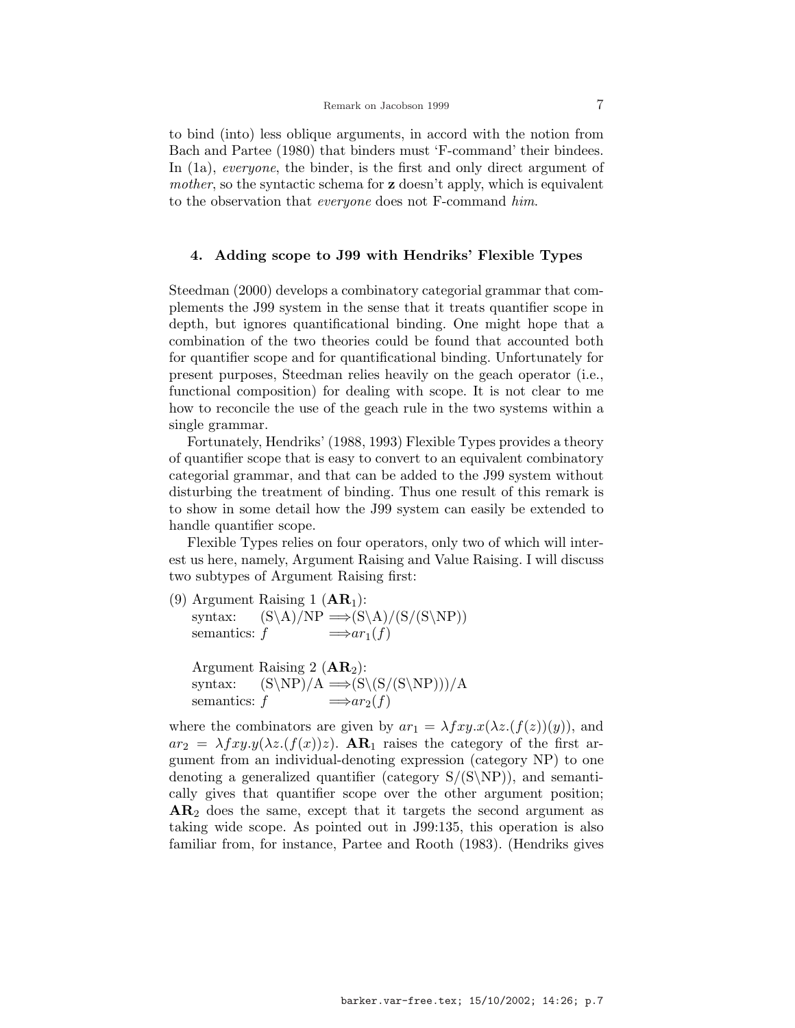to bind (into) less oblique arguments, in accord with the notion from Bach and Partee (1980) that binders must 'F-command' their bindees. In (1a), *everyone*, the binder, is the first and only direct argument of *mother*, so the syntactic schema for **z** doesn't apply, which is equivalent to the observation that *everyone* does not F-command *him*.

### 4. Adding scope to J99 with Hendriks' Flexible Types

Steedman (2000) develops a combinatory categorial grammar that complements the J99 system in the sense that it treats quantifier scope in depth, but ignores quantificational binding. One might hope that a combination of the two theories could be found that accounted both for quantifier scope and for quantificational binding. Unfortunately for present purposes, Steedman relies heavily on the geach operator (i.e., functional composition) for dealing with scope. It is not clear to me how to reconcile the use of the geach rule in the two systems within a single grammar.

Fortunately, Hendriks' (1988, 1993) Flexible Types provides a theory of quantifier scope that is easy to convert to an equivalent combinatory categorial grammar, and that can be added to the J99 system without disturbing the treatment of binding. Thus one result of this remark is to show in some detail how the J99 system can easily be extended to handle quantifier scope.

Flexible Types relies on four operators, only two of which will interest us here, namely, Argument Raising and Value Raising. I will discuss two subtypes of Argument Raising first:

(9) Argument Raising 1 ($\mathbf{AR}_1$):
syntax: $(S\backslash A)/NP \Longrightarrow (S\backslash A)/(S/(S\backslash NP))$
semantics: $f \Longrightarrow ar_1(f)$

Argument Raising 2 ($\mathbf{AR}_2$):
syntax: $(S\backslash NP)/A \Longrightarrow (S\backslash(S/(S\backslash NP)))/A$
semantics: $f \Longrightarrow ar_2(f)$

where the combinators are given by $ar_1 = \lambda fxy.x(\lambda z.(f(z))(y))$, and $ar_2 = \lambda fxy.y(\lambda z.(f(x))z)$. $\mathbf{AR}_1$ raises the category of the first argument from an individual-denoting expression (category NP) to one denoting a generalized quantifier (category $S/(S\backslash NP)$), and semantically gives that quantifier scope over the other argument position; $\mathbf{AR}_2$ does the same, except that it targets the second argument as taking wide scope. As pointed out in J99:135, this operation is also familiar from, for instance, Partee and Rooth (1983). (Hendriks gives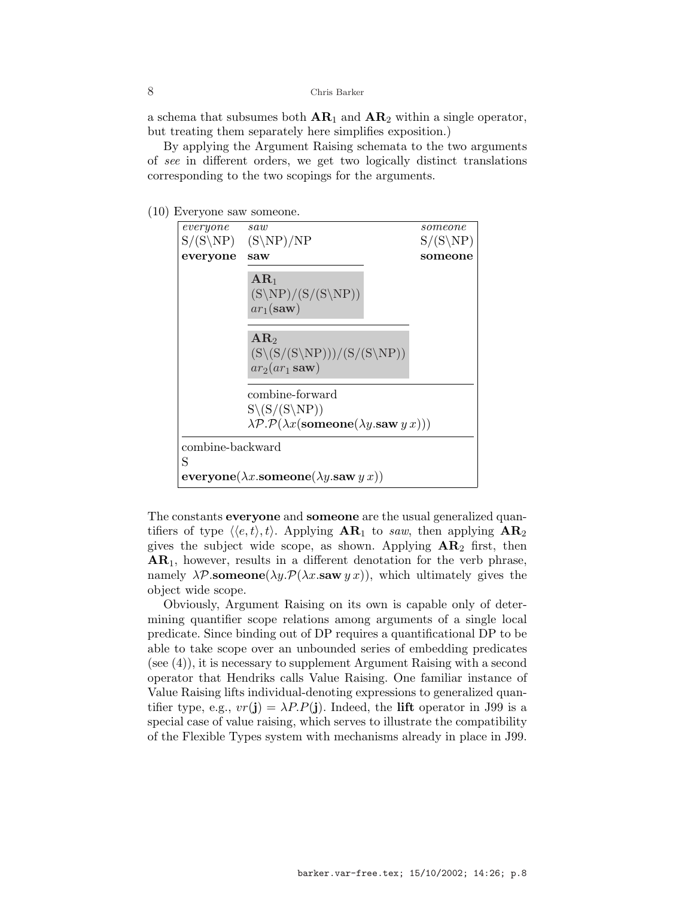a schema that subsumes both $\mathbf{AR}_1$ and $\mathbf{AR}_2$ within a single operator, but treating them separately here simplifies exposition.)

By applying the Argument Raising schemata to the two arguments of *see* in different orders, we get two logically distinct translations corresponding to the two scopings for the arguments.

(10) Everyone saw someone.

| *everyone* | *saw* | *someone* |
|---|---|---|
| $S/(S\backslash NP)$ | $(S\backslash NP)/NP$ | $S/(S\backslash NP)$ |
| **everyone** | **saw** | **someone** |
| | $\mathbf{AR}_1$ <br> $(S\backslash NP)/(S/(S\backslash NP))$ <br> $ar_1(\mathbf{saw})$ | |
| | $\mathbf{AR}_2$ <br> $(S\backslash(S/(S\backslash NP)))/(S/(S\backslash NP))$ <br> $ar_2(ar_1\,\mathbf{saw})$ | |
| | combine-forward <br> $S\backslash(S/(S\backslash NP))$ <br> $\lambda\mathcal{P}.\mathcal{P}(\lambda x(\mathbf{someone}(\lambda y.\mathbf{saw}\,y\,x)))$ | |
| combine-backward <br> S <br> $\mathbf{everyone}(\lambda x.\mathbf{someone}(\lambda y.\mathbf{saw}\,y\,x))$ | | |

The constants **everyone** and **someone** are the usual generalized quantifiers of type $\langle\langle e,t\rangle,t\rangle$. Applying $\mathbf{AR}_1$ to *saw*, then applying $\mathbf{AR}_2$ gives the subject wide scope, as shown. Applying $\mathbf{AR}_2$ first, then $\mathbf{AR}_1$, however, results in a different denotation for the verb phrase, namely $\lambda\mathcal{P}.\mathbf{someone}(\lambda y.\mathcal{P}(\lambda x.\mathbf{saw}\,y\,x))$, which ultimately gives the object wide scope.

Obviously, Argument Raising on its own is capable only of determining quantifier scope relations among arguments of a single local predicate. Since binding out of DP requires a quantificational DP to be able to take scope over an unbounded series of embedding predicates (see (4)), it is necessary to supplement Argument Raising with a second operator that Hendriks calls Value Raising. One familiar instance of Value Raising lifts individual-denoting expressions to generalized quantifier type, e.g., $vr(\mathbf{j}) = \lambda P.P(\mathbf{j})$. Indeed, the **lift** operator in J99 is a special case of value raising, which serves to illustrate the compatibility of the Flexible Types system with mechanisms already in place in J99.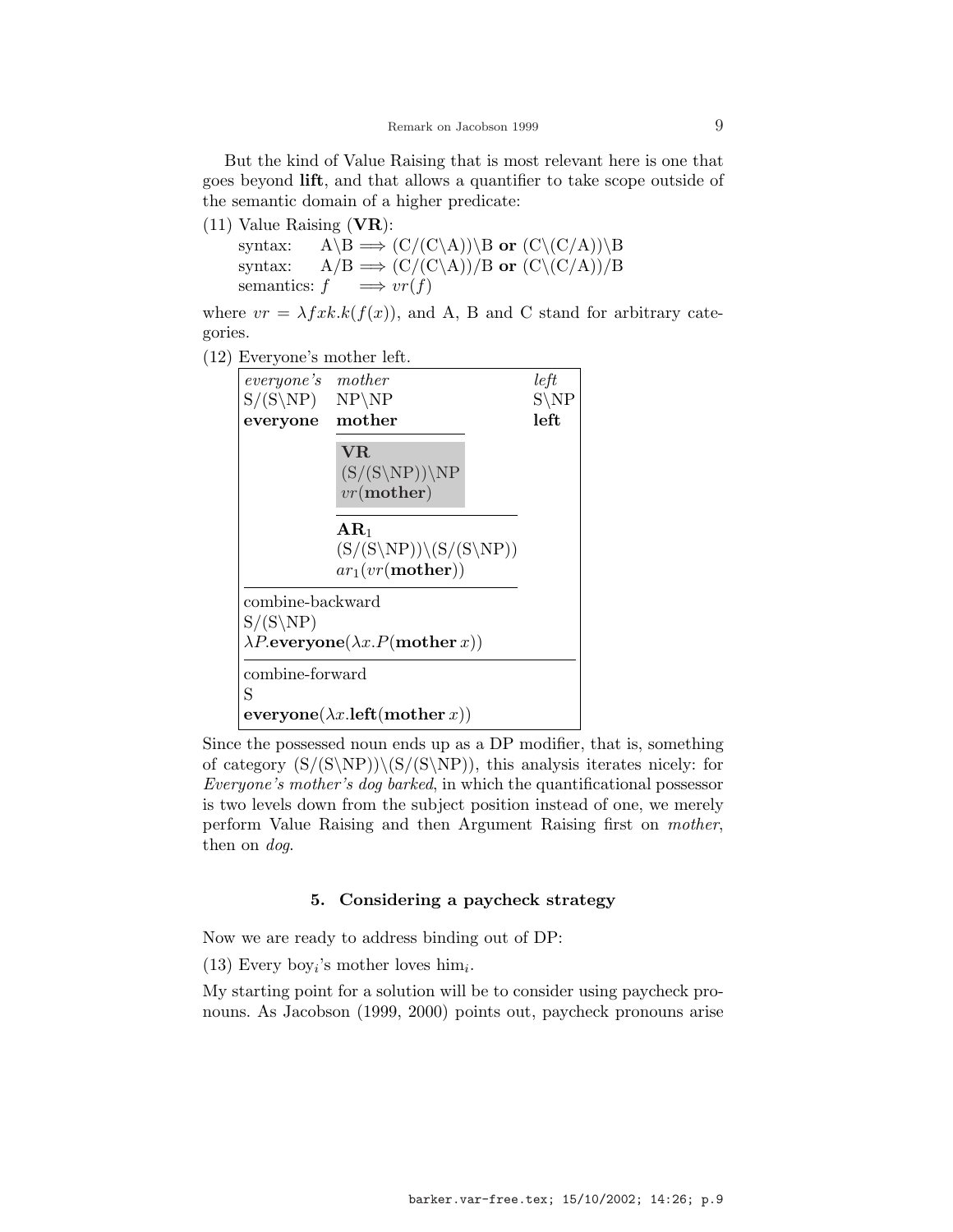But the kind of Value Raising that is most relevant here is one that goes beyond **lift**, and that allows a quantifier to take scope outside of the semantic domain of a higher predicate:

(11) Value Raising (**VR**):

syntax: $\mathrm{A\backslash B} \Longrightarrow \mathrm{(C/(C\backslash A))\backslash B}$ **or** $\mathrm{(C\backslash(C/A))\backslash B}$

syntax: $\mathrm{A/B} \Longrightarrow \mathrm{(C/(C\backslash A))/B}$ **or** $\mathrm{(C\backslash(C/A))/B}$

semantics: $f \quad \Longrightarrow vr(f)$

where $vr = \lambda fxk.k(f(x))$, and A, B and C stand for arbitrary categories.

(12) Everyone's mother left.

| *everyone's* | *mother* | *left* |
|---|---|---|
| S/(S\NP) | NP\NP | S\NP |
| **everyone** | **mother** | **left** |
| | **VR**<br>(S/(S\NP))\NP<br>$vr(\textbf{mother})$ | |
| | **AR**$_1$<br>(S/(S\NP))\(S/(S\NP))<br>$ar_1(vr(\textbf{mother}))$ | |
| combine-backward<br>S/(S\NP)<br>$\lambda P.\textbf{everyone}(\lambda x.P(\textbf{mother}\ x))$ | | |
| combine-forward<br>S<br>$\textbf{everyone}(\lambda x.\textbf{left}(\textbf{mother}\ x))$ | | |

Since the possessed noun ends up as a DP modifier, that is, something of category (S/(S\NP))\(S/(S\NP)), this analysis iterates nicely: for *Everyone's mother's dog barked*, in which the quantificational possessor is two levels down from the subject position instead of one, we merely perform Value Raising and then Argument Raising first on *mother*, then on *dog*.

### 5. Considering a paycheck strategy

Now we are ready to address binding out of DP:

(13) Every boy$_i$'s mother loves him$_i$.

My starting point for a solution will be to consider using paycheck pronouns. As Jacobson (1999, 2000) points out, paycheck pronouns arise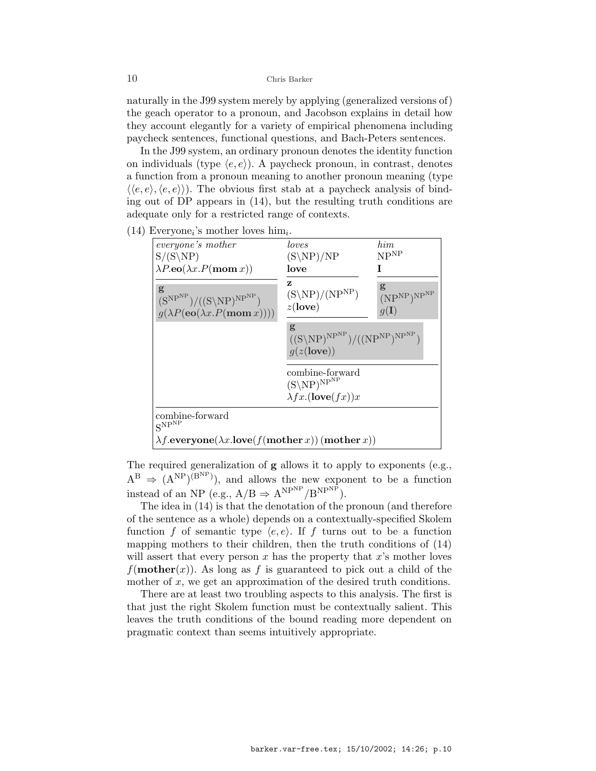naturally in the J99 system merely by applying (generalized versions of) the geach operator to a pronoun, and Jacobson explains in detail how they account elegantly for a variety of empirical phenomena including paycheck sentences, functional questions, and Bach-Peters sentences.

In the J99 system, an ordinary pronoun denotes the identity function on individuals (type $\langle e, e\rangle$). A paycheck pronoun, in contrast, denotes a function from a pronoun meaning to another pronoun meaning (type $\langle\langle e, e\rangle, \langle e, e\rangle\rangle$). The obvious first stab at a paycheck analysis of binding out of DP appears in (14), but the resulting truth conditions are adequate only for a restricted range of contexts.

(14) Everyone$_i$'s mother loves him$_i$.

| *everyone's mother* | *loves* | *him* |
|---|---|---|
| $\mathrm{S/(S\backslash NP)}$ | $\mathrm{(S\backslash NP)/NP}$ | $\mathrm{NP^{NP}}$ |
| $\lambda P.\mathbf{eo}(\lambda x.P(\mathbf{mom}\,x))$ | **love** | **I** |
| **g** $\mathrm{(S^{NP^{NP}})/((S\backslash NP)^{NP^{NP}})}$ $g(\lambda P(\mathbf{eo}(\lambda x.P(\mathbf{mom}\,x))))$ | **z** $\mathrm{(S\backslash NP)/(NP^{NP})}$ $z(\mathbf{love})$ | **g** $\mathrm{(NP^{NP})^{NP^{NP}}}$ $g(\mathbf{I})$ |
| | **g** $\mathrm{((S\backslash NP)^{NP^{NP}})/((NP^{NP})^{NP^{NP}})}$ $g(z(\mathbf{love}))$ | |
| | combine-forward $\mathrm{(S\backslash NP)^{NP^{NP}}}$ $\lambda fx.(\mathbf{love}(fx))x$ | |
| combine-forward $\mathrm{S^{NP^{NP}}}$ $\lambda f.\mathbf{everyone}(\lambda x.\mathbf{love}(f(\mathbf{mother}\,x))\,(\mathbf{mother}\,x))$ | | |

The required generalization of **g** allows it to apply to exponents (e.g., $\mathrm{A^B} \Rightarrow \mathrm{(A^{NP})^{(B^{NP})}}$), and allows the new exponent to be a function instead of an NP (e.g., $\mathrm{A/B} \Rightarrow \mathrm{A^{NP^{NP}}/B^{NP^{NP}}}$).

The idea in (14) is that the denotation of the pronoun (and therefore of the sentence as a whole) depends on a contextually-specified Skolem function $f$ of semantic type $\langle e, e\rangle$. If $f$ turns out to be a function mapping mothers to their children, then the truth conditions of (14) will assert that every person $x$ has the property that $x$'s mother loves $f(\mathbf{mother}(x))$. As long as $f$ is guaranteed to pick out a child of the mother of $x$, we get an approximation of the desired truth conditions.

There are at least two troubling aspects to this analysis. The first is that just the right Skolem function must be contextually salient. This leaves the truth conditions of the bound reading more dependent on pragmatic context than seems intuitively appropriate.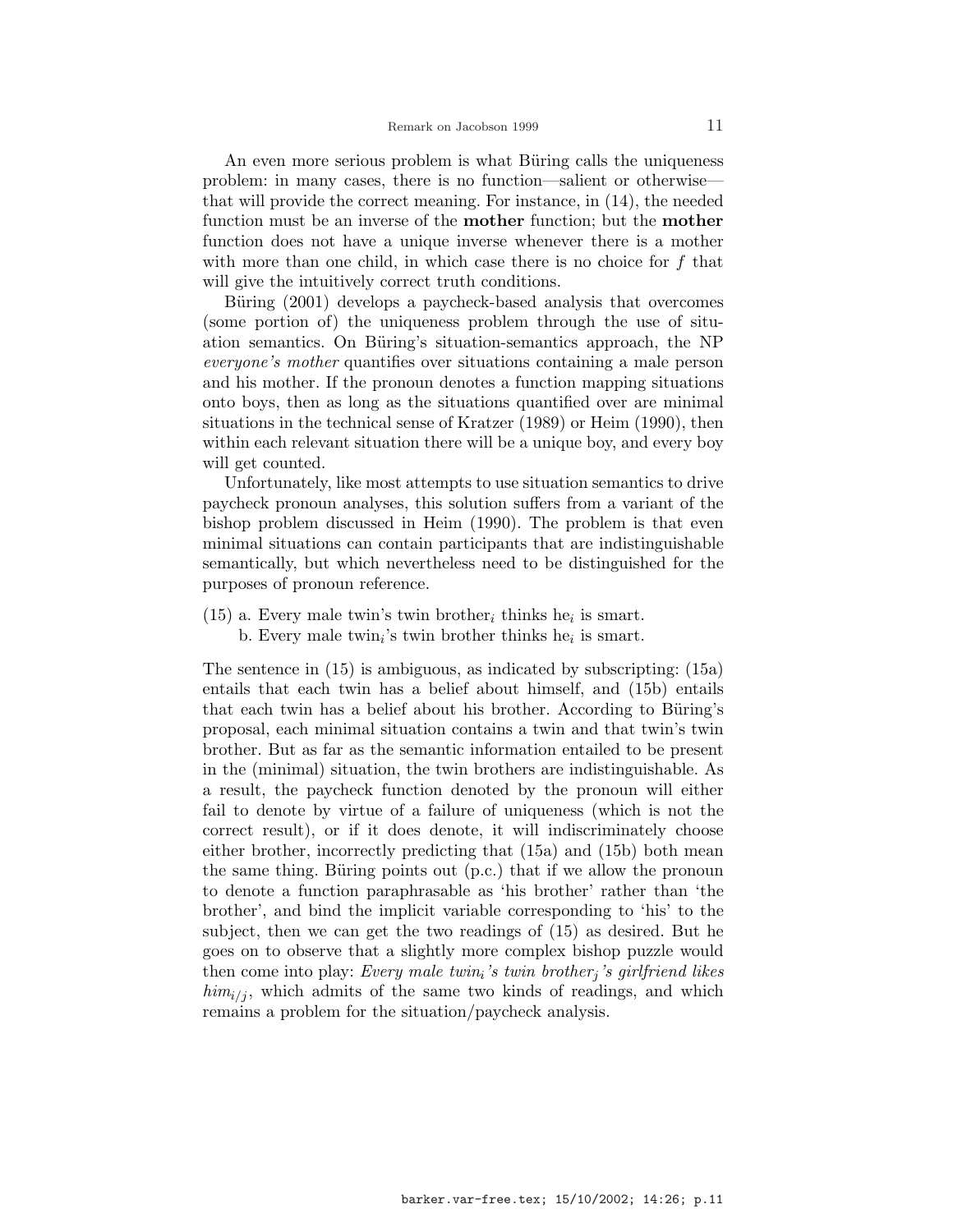An even more serious problem is what Büring calls the uniqueness problem: in many cases, there is no function—salient or otherwise—that will provide the correct meaning. For instance, in (14), the needed function must be an inverse of the **mother** function; but the **mother** function does not have a unique inverse whenever there is a mother with more than one child, in which case there is no choice for $f$ that will give the intuitively correct truth conditions.

Büring (2001) develops a paycheck-based analysis that overcomes (some portion of) the uniqueness problem through the use of situation semantics. On Büring's situation-semantics approach, the NP *everyone's mother* quantifies over situations containing a male person and his mother. If the pronoun denotes a function mapping situations onto boys, then as long as the situations quantified over are minimal situations in the technical sense of Kratzer (1989) or Heim (1990), then within each relevant situation there will be a unique boy, and every boy will get counted.

Unfortunately, like most attempts to use situation semantics to drive paycheck pronoun analyses, this solution suffers from a variant of the bishop problem discussed in Heim (1990). The problem is that even minimal situations can contain participants that are indistinguishable semantically, but which nevertheless need to be distinguished for the purposes of pronoun reference.

(15) a. Every male twin's twin brother$_i$ thinks he$_i$ is smart.
     b. Every male twin$_i$'s twin brother thinks he$_i$ is smart.

The sentence in (15) is ambiguous, as indicated by subscripting: (15a) entails that each twin has a belief about himself, and (15b) entails that each twin has a belief about his brother. According to Büring's proposal, each minimal situation contains a twin and that twin's twin brother. But as far as the semantic information entailed to be present in the (minimal) situation, the twin brothers are indistinguishable. As a result, the paycheck function denoted by the pronoun will either fail to denote by virtue of a failure of uniqueness (which is not the correct result), or if it does denote, it will indiscriminately choose either brother, incorrectly predicting that (15a) and (15b) both mean the same thing. Büring points out (p.c.) that if we allow the pronoun to denote a function paraphrasable as 'his brother' rather than 'the brother', and bind the implicit variable corresponding to 'his' to the subject, then we can get the two readings of (15) as desired. But he goes on to observe that a slightly more complex bishop puzzle would then come into play: *Every male twin$_i$'s twin brother$_j$'s girlfriend likes him$_{i/j}$*, which admits of the same two kinds of readings, and which remains a problem for the situation/paycheck analysis.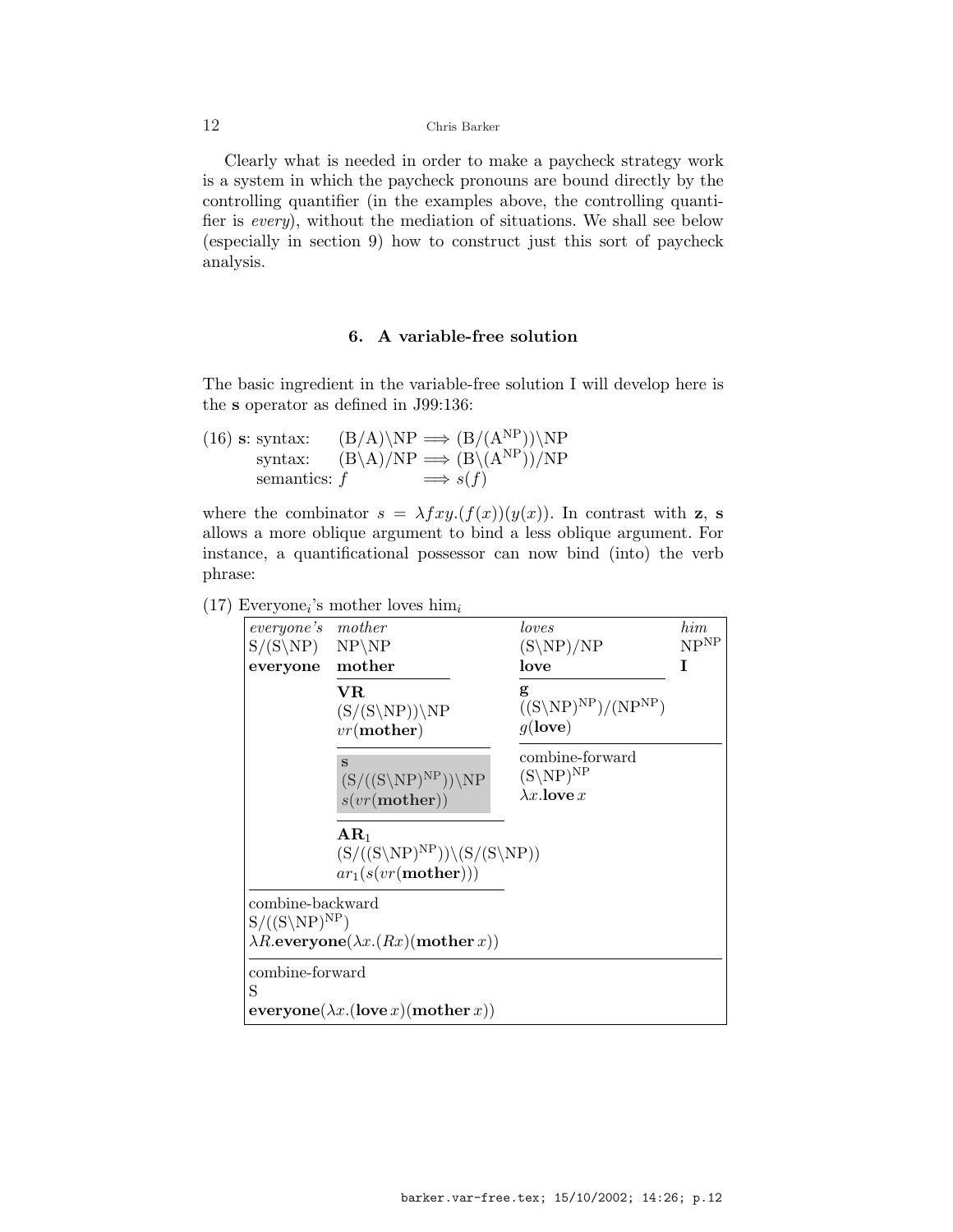Clearly what is needed in order to make a paycheck strategy work is a system in which the paycheck pronouns are bound directly by the controlling quantifier (in the examples above, the controlling quantifier is *every*), without the mediation of situations. We shall see below (especially in section 9) how to construct just this sort of paycheck analysis.

## 6. A variable-free solution

The basic ingredient in the variable-free solution I will develop here is the **s** operator as defined in J99:136:

(16) **s**: syntax: $(\mathrm{B/A})\backslash\mathrm{NP} \Longrightarrow (\mathrm{B}/(\mathrm{A}^{\mathrm{NP}}))\backslash\mathrm{NP}$
  syntax: $(\mathrm{B}\backslash\mathrm{A})/\mathrm{NP} \Longrightarrow (\mathrm{B}\backslash(\mathrm{A}^{\mathrm{NP}}))/\mathrm{NP}$
  semantics: $f \Longrightarrow s(f)$

where the combinator $s = \lambda fxy.(f(x))(y(x))$. In contrast with **z**, **s** allows a more oblique argument to bind a less oblique argument. For instance, a quantificational possessor can now bind (into) the verb phrase:

(17) Everyone$_i$'s mother loves him$_i$

| *everyone's* | *mother* | *loves* | *him* |
|---|---|---|---|
| $\mathrm{S}/(\mathrm{S}\backslash\mathrm{NP})$ | $\mathrm{NP}\backslash\mathrm{NP}$ | $(\mathrm{S}\backslash\mathrm{NP})/\mathrm{NP}$ | $\mathrm{NP}^{\mathrm{NP}}$ |
| **everyone** | **mother** | **love** | **I** |
| | **VR** $(\mathrm{S}/(\mathrm{S}\backslash\mathrm{NP}))\backslash\mathrm{NP}$ $vr(\mathbf{mother})$ | **g** $((\mathrm{S}\backslash\mathrm{NP})^{\mathrm{NP}})/(\mathrm{NP}^{\mathrm{NP}})$ $g(\mathbf{love})$ | |
| | **s** $(\mathrm{S}/((\mathrm{S}\backslash\mathrm{NP})^{\mathrm{NP}}))\backslash\mathrm{NP}$ $s(vr(\mathbf{mother}))$ | combine-forward $(\mathrm{S}\backslash\mathrm{NP})^{\mathrm{NP}}$ $\lambda x.\mathbf{love}\,x$ | |
| | $\mathbf{AR}_1$ $(\mathrm{S}/((\mathrm{S}\backslash\mathrm{NP})^{\mathrm{NP}}))\backslash(\mathrm{S}/(\mathrm{S}\backslash\mathrm{NP}))$ $ar_1(s(vr(\mathbf{mother})))$ | | |
| combine-backward $\mathrm{S}/((\mathrm{S}\backslash\mathrm{NP})^{\mathrm{NP}})$ $\lambda R.\mathbf{everyone}(\lambda x.(Rx)(\mathbf{mother}\,x))$ | | | |
| combine-forward S $\mathbf{everyone}(\lambda x.(\mathbf{love}\,x)(\mathbf{mother}\,x))$ | | | |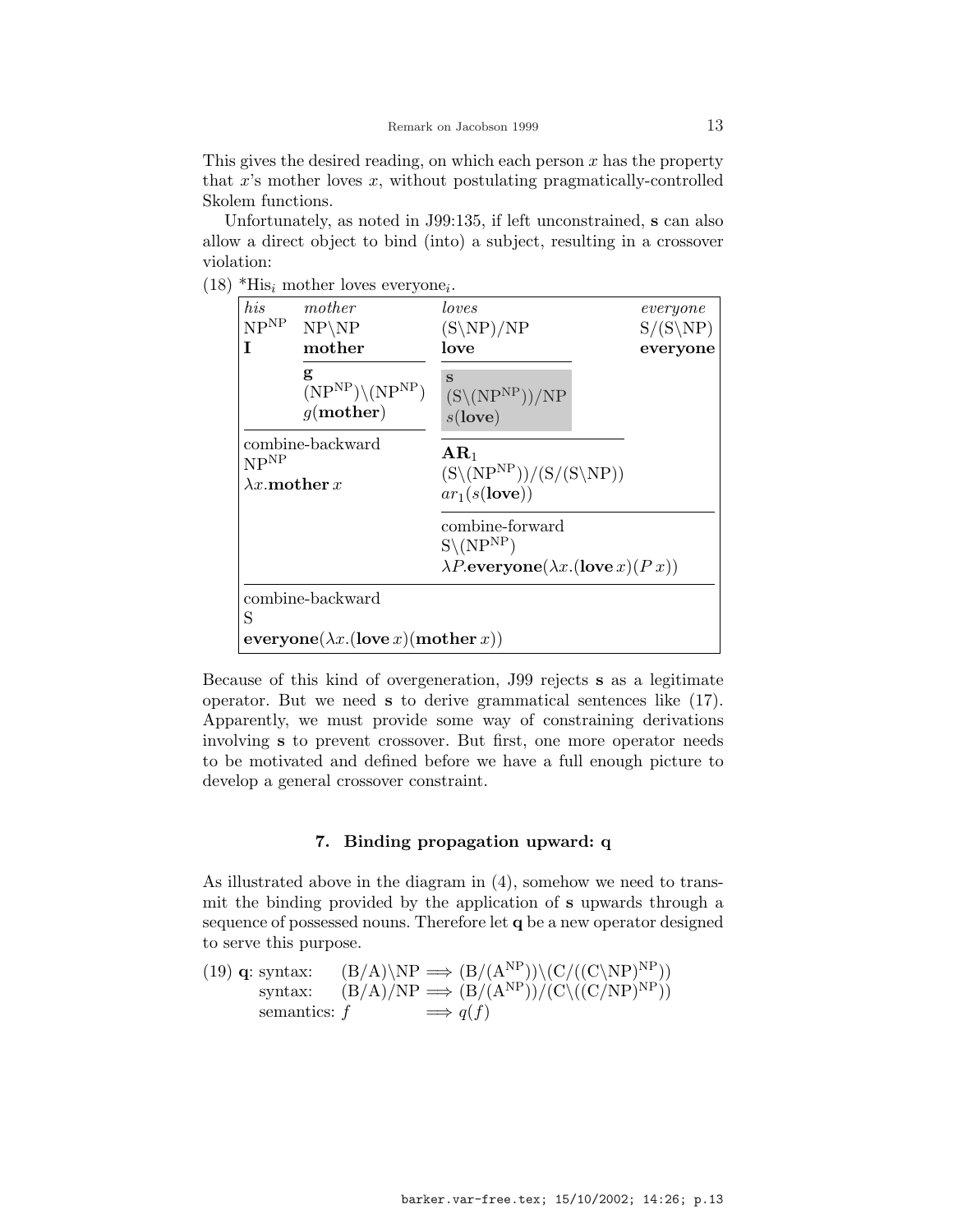This gives the desired reading, on which each person $x$ has the property that $x$'s mother loves $x$, without postulating pragmatically-controlled Skolem functions.

Unfortunately, as noted in J99:135, if left unconstrained, **s** can also allow a direct object to bind (into) a subject, resulting in a crossover violation:

(18) \*His$_i$ mother loves everyone$_i$.

| *his* | *mother* | *loves* | *everyone* |
|---|---|---|---|
| $\mathrm{NP}^{\mathrm{NP}}$ | $\mathrm{NP}\backslash\mathrm{NP}$ | $(\mathrm{S}\backslash\mathrm{NP})/\mathrm{NP}$ | $\mathrm{S}/(\mathrm{S}\backslash\mathrm{NP})$ |
| **I** | **mother** | **love** | **everyone** |
| | **g** $(\mathrm{NP}^{\mathrm{NP}})\backslash(\mathrm{NP}^{\mathrm{NP}})$ $g(\mathbf{mother})$ | **s** $(\mathrm{S}\backslash(\mathrm{NP}^{\mathrm{NP}}))/\mathrm{NP}$ $s(\mathbf{love})$ | |
| combine-backward $\mathrm{NP}^{\mathrm{NP}}$ $\lambda x.\mathbf{mother}\,x$ | | $\mathbf{AR}_1$ $(\mathrm{S}\backslash(\mathrm{NP}^{\mathrm{NP}}))/(\mathrm{S}/(\mathrm{S}\backslash\mathrm{NP}))$ $ar_1(s(\mathbf{love}))$ | |
| | | combine-forward $\mathrm{S}\backslash(\mathrm{NP}^{\mathrm{NP}})$ $\lambda P.\mathbf{everyone}(\lambda x.(\mathbf{love}\,x)(P\,x))$ | |
| combine-backward S $\mathbf{everyone}(\lambda x.(\mathbf{love}\,x)(\mathbf{mother}\,x))$ | | | |

Because of this kind of overgeneration, J99 rejects **s** as a legitimate operator. But we need **s** to derive grammatical sentences like (17). Apparently, we must provide some way of constraining derivations involving **s** to prevent crossover. But first, one more operator needs to be motivated and defined before we have a full enough picture to develop a general crossover constraint.

## 7. Binding propagation upward: q

As illustrated above in the diagram in (4), somehow we need to transmit the binding provided by the application of **s** upwards through a sequence of possessed nouns. Therefore let **q** be a new operator designed to serve this purpose.

(19) **q**: syntax: $(\mathrm{B}/\mathrm{A})\backslash\mathrm{NP} \Longrightarrow (\mathrm{B}/(\mathrm{A}^{\mathrm{NP}}))\backslash(\mathrm{C}/((\mathrm{C}\backslash\mathrm{NP})^{\mathrm{NP}}))$
syntax: $(\mathrm{B}/\mathrm{A})/\mathrm{NP} \Longrightarrow (\mathrm{B}/(\mathrm{A}^{\mathrm{NP}}))/(\mathrm{C}\backslash((\mathrm{C}/\mathrm{NP})^{\mathrm{NP}}))$
semantics: $f \Longrightarrow q(f)$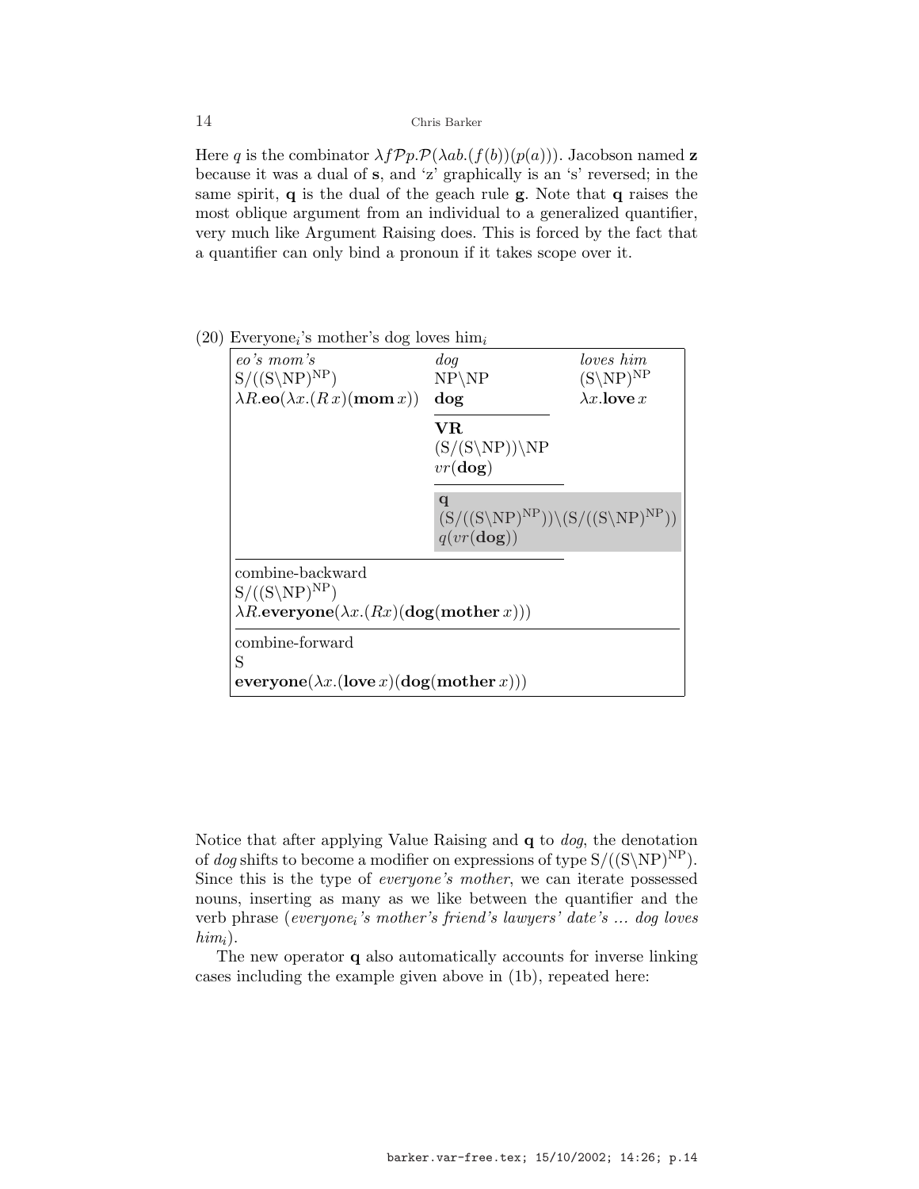Here $q$ is the combinator $\lambda f \mathcal{P} p.\mathcal{P}(\lambda ab.(f(b))(p(a)))$. Jacobson named **z** because it was a dual of **s**, and 'z' graphically is an 's' reversed; in the same spirit, **q** is the dual of the geach rule **g**. Note that **q** raises the most oblique argument from an individual to a generalized quantifier, very much like Argument Raising does. This is forced by the fact that a quantifier can only bind a pronoun if it takes scope over it.

(20) Everyone$_i$'s mother's dog loves him$_i$

| *eo's mom's* | *dog* | *loves him* |
|---|---|---|
| $\mathrm{S}/((\mathrm{S}\backslash\mathrm{NP})^{\mathrm{NP}})$ | $\mathrm{NP}\backslash\mathrm{NP}$ | $(\mathrm{S}\backslash\mathrm{NP})^{\mathrm{NP}}$ |
| $\lambda R.\mathbf{eo}(\lambda x.(R\,x)(\mathbf{mom}\,x))$ | $\mathbf{dog}$ | $\lambda x.\mathbf{love}\,x$ |
| | **VR** $(\mathrm{S}/(\mathrm{S}\backslash\mathrm{NP}))\backslash\mathrm{NP}$ $vr(\mathbf{dog})$ | |
| | **q** $(\mathrm{S}/((\mathrm{S}\backslash\mathrm{NP})^{\mathrm{NP}}))\backslash(\mathrm{S}/((\mathrm{S}\backslash\mathrm{NP})^{\mathrm{NP}}))$ $q(vr(\mathbf{dog}))$ | |
| combine-backward $\mathrm{S}/((\mathrm{S}\backslash\mathrm{NP})^{\mathrm{NP}})$ $\lambda R.\mathbf{everyone}(\lambda x.(Rx)(\mathbf{dog}(\mathbf{mother}\,x)))$ | | |
| combine-forward S $\mathbf{everyone}(\lambda x.(\mathbf{love}\,x)(\mathbf{dog}(\mathbf{mother}\,x)))$ | | |

Notice that after applying Value Raising and **q** to *dog*, the denotation of *dog* shifts to become a modifier on expressions of type $\mathrm{S}/((\mathrm{S}\backslash\mathrm{NP})^{\mathrm{NP}})$. Since this is the type of *everyone's mother*, we can iterate possessed nouns, inserting as many as we like between the quantifier and the verb phrase (*everyone$_i$'s mother's friend's lawyers' date's ... dog loves him$_i$*).

The new operator **q** also automatically accounts for inverse linking cases including the example given above in (1b), repeated here: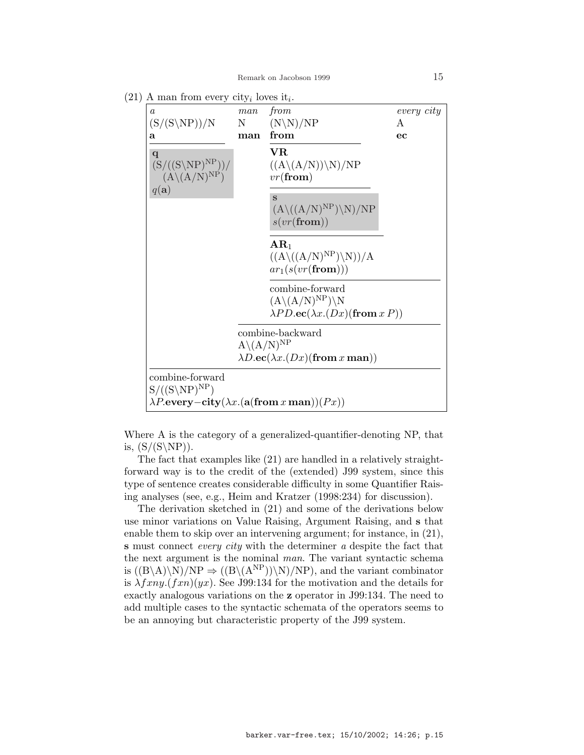(21) A man from every city$_i$ loves it$_i$.

| *a* | *man* | *from* | *every city* |
|---|---|---|---|
| $(S/(S\backslash NP))/N$ | N | $(N\backslash N)/NP$ | A |
| **a** | **man** | **from** | **ec** |
| **q** $(S/((S\backslash NP)^{NP}))/(A\backslash(A/N)^{NP})$ $q(\mathbf{a})$ | | **VR** $((A\backslash(A/N))\backslash N)/NP$ $vr(\mathbf{from})$ | |
| | | **s** $(A\backslash((A/N)^{NP})\backslash N)/NP$ $s(vr(\mathbf{from}))$ | |
| | | **AR**$_1$ $((A\backslash((A/N)^{NP})\backslash N))/A$ $ar_1(s(vr(\mathbf{from})))$ | |
| | | combine-forward $(A\backslash(A/N)^{NP})\backslash N$ $\lambda PD.\mathbf{ec}(\lambda x.(Dx)(\mathbf{from}\, x\, P))$ | |
| | combine-backward $A\backslash(A/N)^{NP}$ $\lambda D.\mathbf{ec}(\lambda x.(Dx)(\mathbf{from}\, x\, \mathbf{man}))$ | | |
| combine-forward $S/((S\backslash NP)^{NP})$ $\lambda P.\mathbf{every{-}city}(\lambda x.(\mathbf{a}(\mathbf{from}\, x\, \mathbf{man}))(Px))$ | | | |

Where A is the category of a generalized-quantifier-denoting NP, that is, $(S/(S\backslash NP))$.

The fact that examples like (21) are handled in a relatively straightforward way is to the credit of the (extended) J99 system, since this type of sentence creates considerable difficulty in some Quantifier Raising analyses (see, e.g., Heim and Kratzer (1998:234) for discussion).

The derivation sketched in (21) and some of the derivations below use minor variations on Value Raising, Argument Raising, and **s** that enable them to skip over an intervening argument; for instance, in (21), **s** must connect *every city* with the determiner *a* despite the fact that the next argument is the nominal *man*. The variant syntactic schema is $((B\backslash A)\backslash N)/NP \Rightarrow ((B\backslash(A^{NP}))\backslash N)/NP)$, and the variant combinator is $\lambda fxny.(fxn)(yx)$. See J99:134 for the motivation and the details for exactly analogous variations on the **z** operator in J99:134. The need to add multiple cases to the syntactic schemata of the operators seems to be an annoying but characteristic property of the J99 system.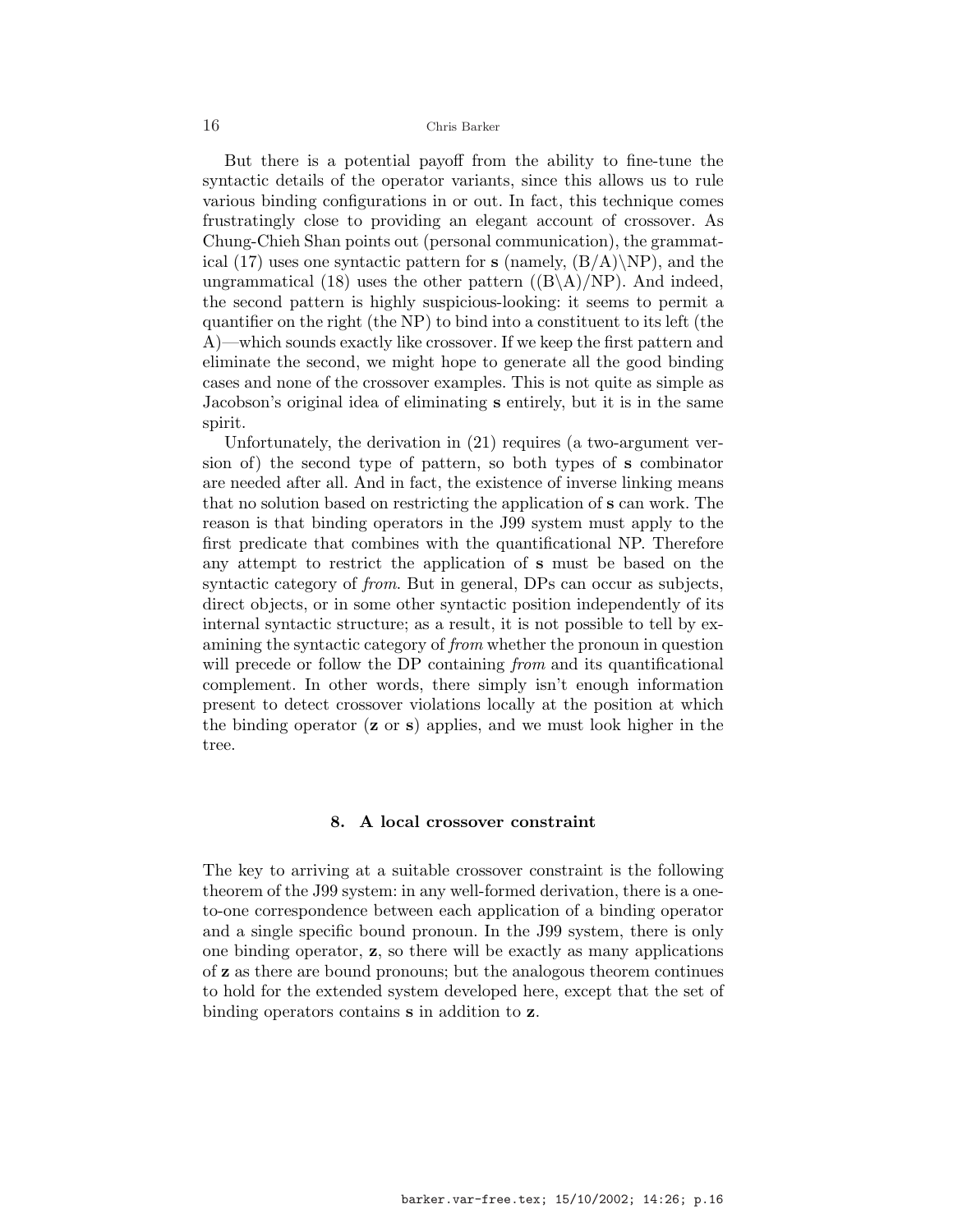But there is a potential payoff from the ability to fine-tune the syntactic details of the operator variants, since this allows us to rule various binding configurations in or out. In fact, this technique comes frustratingly close to providing an elegant account of crossover. As Chung-Chieh Shan points out (personal communication), the grammatical (17) uses one syntactic pattern for **s** (namely, $(B/A)\backslash NP$), and the ungrammatical (18) uses the other pattern ($(B\backslash A)/NP$). And indeed, the second pattern is highly suspicious-looking: it seems to permit a quantifier on the right (the NP) to bind into a constituent to its left (the A)—which sounds exactly like crossover. If we keep the first pattern and eliminate the second, we might hope to generate all the good binding cases and none of the crossover examples. This is not quite as simple as Jacobson's original idea of eliminating **s** entirely, but it is in the same spirit.

Unfortunately, the derivation in (21) requires (a two-argument version of) the second type of pattern, so both types of **s** combinator are needed after all. And in fact, the existence of inverse linking means that no solution based on restricting the application of **s** can work. The reason is that binding operators in the J99 system must apply to the first predicate that combines with the quantificational NP. Therefore any attempt to restrict the application of **s** must be based on the syntactic category of *from*. But in general, DPs can occur as subjects, direct objects, or in some other syntactic position independently of its internal syntactic structure; as a result, it is not possible to tell by examining the syntactic category of *from* whether the pronoun in question will precede or follow the DP containing *from* and its quantificational complement. In other words, there simply isn't enough information present to detect crossover violations locally at the position at which the binding operator (**z** or **s**) applies, and we must look higher in the tree.

## 8. A local crossover constraint

The key to arriving at a suitable crossover constraint is the following theorem of the J99 system: in any well-formed derivation, there is a one-to-one correspondence between each application of a binding operator and a single specific bound pronoun. In the J99 system, there is only one binding operator, **z**, so there will be exactly as many applications of **z** as there are bound pronouns; but the analogous theorem continues to hold for the extended system developed here, except that the set of binding operators contains **s** in addition to **z**.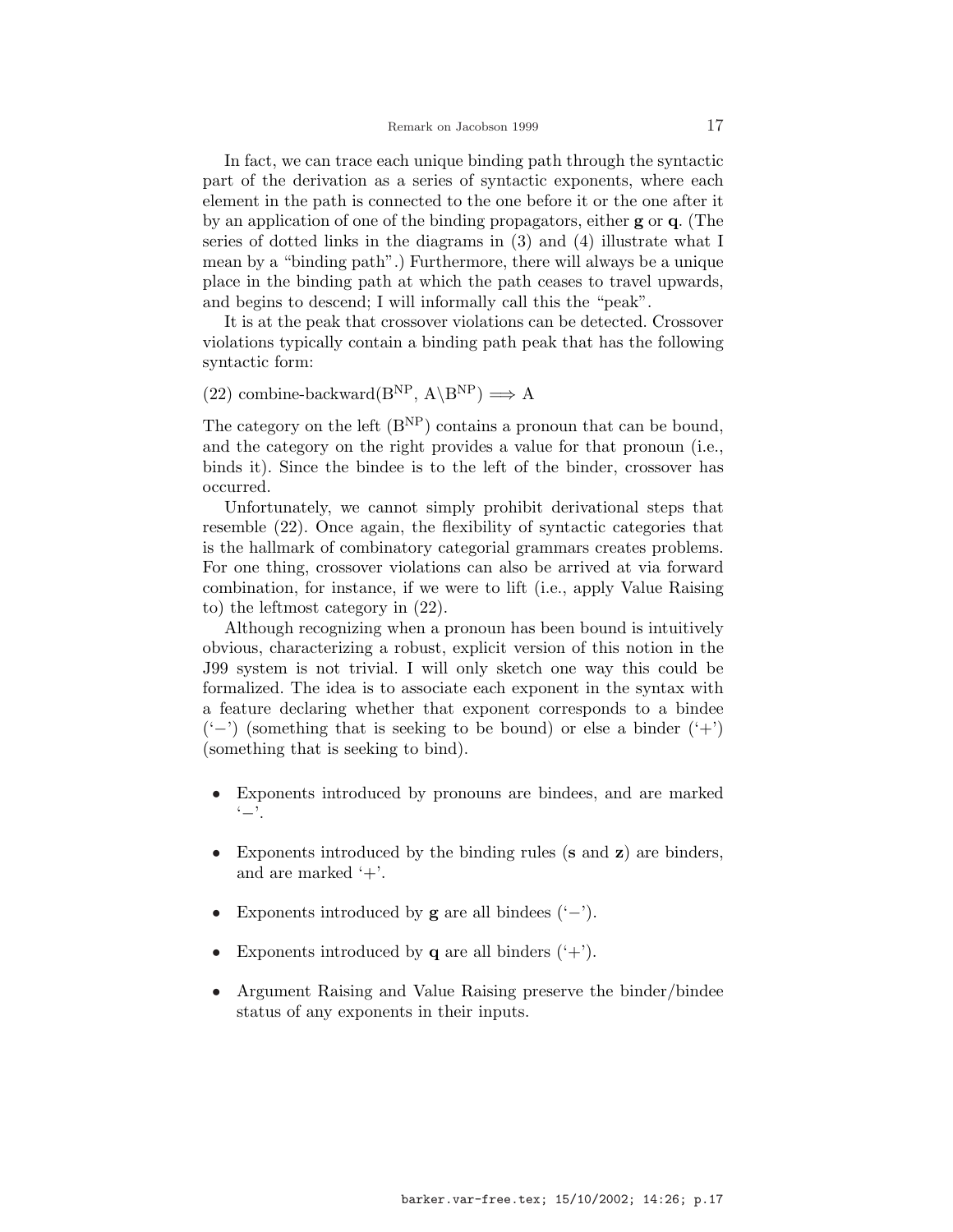In fact, we can trace each unique binding path through the syntactic part of the derivation as a series of syntactic exponents, where each element in the path is connected to the one before it or the one after it by an application of one of the binding propagators, either **g** or **q**. (The series of dotted links in the diagrams in (3) and (4) illustrate what I mean by a "binding path".) Furthermore, there will always be a unique place in the binding path at which the path ceases to travel upwards, and begins to descend; I will informally call this the "peak".

It is at the peak that crossover violations can be detected. Crossover violations typically contain a binding path peak that has the following syntactic form:

(22) combine-backward($\mathrm{B}^{\mathrm{NP}}$, $\mathrm{A}\backslash\mathrm{B}^{\mathrm{NP}}$) $\Longrightarrow$ A

The category on the left ($\mathrm{B}^{\mathrm{NP}}$) contains a pronoun that can be bound, and the category on the right provides a value for that pronoun (i.e., binds it). Since the bindee is to the left of the binder, crossover has occurred.

Unfortunately, we cannot simply prohibit derivational steps that resemble (22). Once again, the flexibility of syntactic categories that is the hallmark of combinatory categorial grammars creates problems. For one thing, crossover violations can also be arrived at via forward combination, for instance, if we were to lift (i.e., apply Value Raising to) the leftmost category in (22).

Although recognizing when a pronoun has been bound is intuitively obvious, characterizing a robust, explicit version of this notion in the J99 system is not trivial. I will only sketch one way this could be formalized. The idea is to associate each exponent in the syntax with a feature declaring whether that exponent corresponds to a bindee ('−') (something that is seeking to be bound) or else a binder ('+') (something that is seeking to bind).

- Exponents introduced by pronouns are bindees, and are marked '−'.
- Exponents introduced by the binding rules (**s** and **z**) are binders, and are marked '+'.
- Exponents introduced by **g** are all bindees ('−').
- Exponents introduced by **q** are all binders ('+').
- Argument Raising and Value Raising preserve the binder/bindee status of any exponents in their inputs.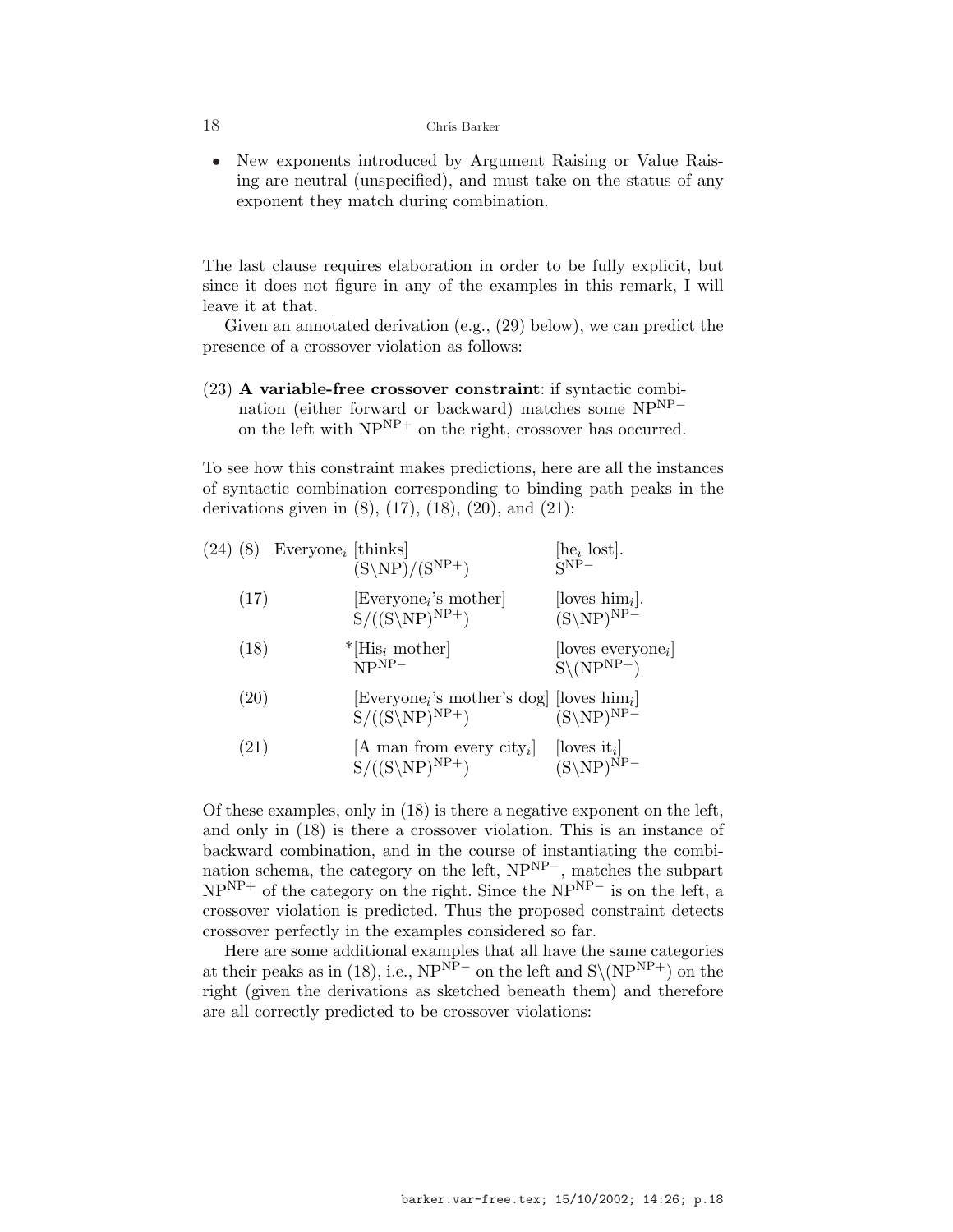- New exponents introduced by Argument Raising or Value Raising are neutral (unspecified), and must take on the status of any exponent they match during combination.

The last clause requires elaboration in order to be fully explicit, but since it does not figure in any of the examples in this remark, I will leave it at that.

Given an annotated derivation (e.g., (29) below), we can predict the presence of a crossover violation as follows:

(23) **A variable-free crossover constraint**: if syntactic combination (either forward or backward) matches some $NP^{NP-}$ on the left with $NP^{NP+}$ on the right, crossover has occurred.

To see how this constraint makes predictions, here are all the instances of syntactic combination corresponding to binding path peaks in the derivations given in (8), (17), (18), (20), and (21):

(24)

| | | | |
|---|---|---|---|
| (8) | Everyone$_i$ | [thinks] $(S\backslash NP)/(S^{NP+})$ | [he$_i$ lost]. $S^{NP-}$ |
| (17) | | [Everyone$_i$'s mother] $S/((S\backslash NP)^{NP+})$ | [loves him$_i$]. $(S\backslash NP)^{NP-}$ |
| (18) | | *[His$_i$ mother] $NP^{NP-}$ | [loves everyone$_i$] $S\backslash(NP^{NP+})$ |
| (20) | | [Everyone$_i$'s mother's dog] $S/((S\backslash NP)^{NP+})$ | [loves him$_i$] $(S\backslash NP)^{NP-}$ |
| (21) | | [A man from every city$_i$] $S/((S\backslash NP)^{NP+})$ | [loves it$_i$] $(S\backslash NP)^{NP-}$ |

Of these examples, only in (18) is there a negative exponent on the left, and only in (18) is there a crossover violation. This is an instance of backward combination, and in the course of instantiating the combination schema, the category on the left, $NP^{NP-}$, matches the subpart $NP^{NP+}$ of the category on the right. Since the $NP^{NP-}$ is on the left, a crossover violation is predicted. Thus the proposed constraint detects crossover perfectly in the examples considered so far.

Here are some additional examples that all have the same categories at their peaks as in (18), i.e., $NP^{NP-}$ on the left and $S\backslash(NP^{NP+})$ on the right (given the derivations as sketched beneath them) and therefore are all correctly predicted to be crossover violations: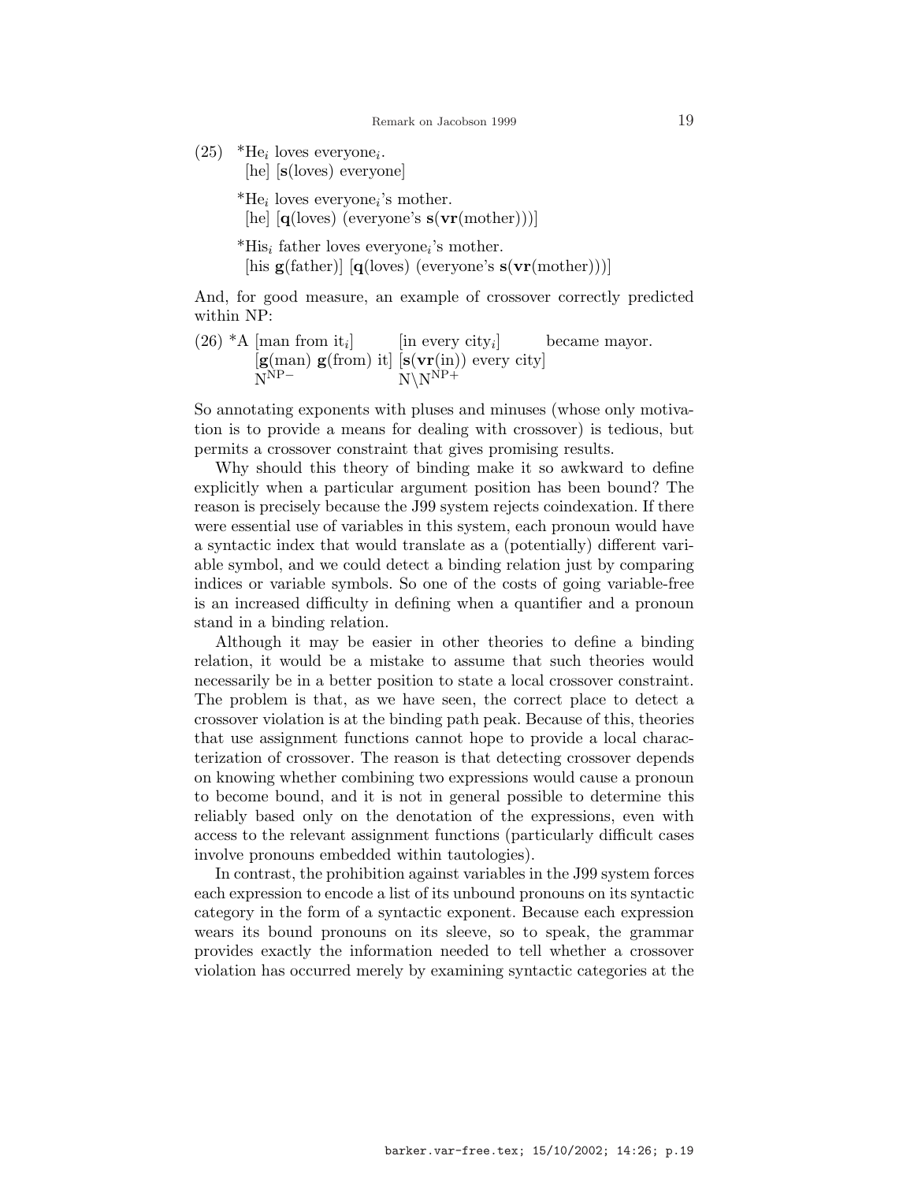(25) \*He$_i$ loves everyone$_i$.
  [he] [**s**(loves) everyone]

  \*He$_i$ loves everyone$_i$'s mother.
  [he] [**q**(loves) (everyone's **s**(**vr**(mother)))]

  \*His$_i$ father loves everyone$_i$'s mother.
  [his **g**(father)] [**q**(loves) (everyone's **s**(**vr**(mother)))]

And, for good measure, an example of crossover correctly predicted within NP:

(26) \*A [man from it$_i$] [in every city$_i$] became mayor.
  [**g**(man) **g**(from) it] [**s**(**vr**(in)) every city]
  $\mathrm{N}^{\mathrm{NP}-}$ $\mathrm{N}\backslash\mathrm{N}^{\mathrm{NP}+}$

So annotating exponents with pluses and minuses (whose only motivation is to provide a means for dealing with crossover) is tedious, but permits a crossover constraint that gives promising results.

Why should this theory of binding make it so awkward to define explicitly when a particular argument position has been bound? The reason is precisely because the J99 system rejects coindexation. If there were essential use of variables in this system, each pronoun would have a syntactic index that would translate as a (potentially) different variable symbol, and we could detect a binding relation just by comparing indices or variable symbols. So one of the costs of going variable-free is an increased difficulty in defining when a quantifier and a pronoun stand in a binding relation.

Although it may be easier in other theories to define a binding relation, it would be a mistake to assume that such theories would necessarily be in a better position to state a local crossover constraint. The problem is that, as we have seen, the correct place to detect a crossover violation is at the binding path peak. Because of this, theories that use assignment functions cannot hope to provide a local characterization of crossover. The reason is that detecting crossover depends on knowing whether combining two expressions would cause a pronoun to become bound, and it is not in general possible to determine this reliably based only on the denotation of the expressions, even with access to the relevant assignment functions (particularly difficult cases involve pronouns embedded within tautologies).

In contrast, the prohibition against variables in the J99 system forces each expression to encode a list of its unbound pronouns on its syntactic category in the form of a syntactic exponent. Because each expression wears its bound pronouns on its sleeve, so to speak, the grammar provides exactly the information needed to tell whether a crossover violation has occurred merely by examining syntactic categories at the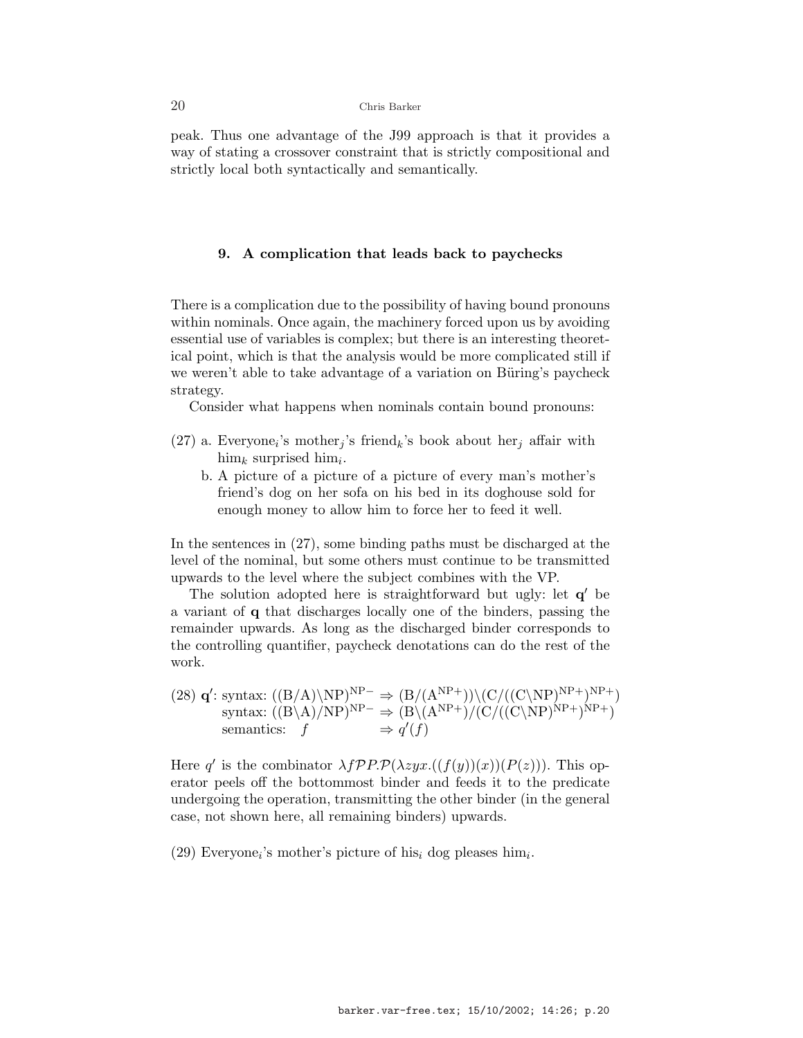peak. Thus one advantage of the J99 approach is that it provides a way of stating a crossover constraint that is strictly compositional and strictly local both syntactically and semantically.

## 9. A complication that leads back to paychecks

There is a complication due to the possibility of having bound pronouns within nominals. Once again, the machinery forced upon us by avoiding essential use of variables is complex; but there is an interesting theoretical point, which is that the analysis would be more complicated still if we weren't able to take advantage of a variation on Büring's paycheck strategy.

Consider what happens when nominals contain bound pronouns:

(27) a. Everyone$_i$'s mother$_j$'s friend$_k$'s book about her$_j$ affair with him$_k$ surprised him$_i$.

b. A picture of a picture of a picture of every man's mother's friend's dog on her sofa on his bed in its doghouse sold for enough money to allow him to force her to feed it well.

In the sentences in (27), some binding paths must be discharged at the level of the nominal, but some others must continue to be transmitted upwards to the level where the subject combines with the VP.

The solution adopted here is straightforward but ugly: let **q′** be a variant of **q** that discharges locally one of the binders, passing the remainder upwards. As long as the discharged binder corresponds to the controlling quantifier, paycheck denotations can do the rest of the work.

(28) **q′**: syntax: $((\mathrm{B}/\mathrm{A})\backslash\mathrm{NP})^{\mathrm{NP}-} \Rightarrow (\mathrm{B}/(\mathrm{A}^{\mathrm{NP}+}))\backslash(\mathrm{C}/((\mathrm{C}\backslash\mathrm{NP})^{\mathrm{NP}+})^{\mathrm{NP}+})$
syntax: $((\mathrm{B}\backslash\mathrm{A})/\mathrm{NP})^{\mathrm{NP}-} \Rightarrow (\mathrm{B}\backslash(\mathrm{A}^{\mathrm{NP}+})/(\mathrm{C}/((\mathrm{C}\backslash\mathrm{NP})^{\mathrm{NP}+})^{\mathrm{NP}+})$
semantics: $f \Rightarrow q'(f)$

Here $q'$ is the combinator $\lambda f\mathcal{P}P.\mathcal{P}(\lambda zyx.((f(y))(x))(P(z)))$. This operator peels off the bottommost binder and feeds it to the predicate undergoing the operation, transmitting the other binder (in the general case, not shown here, all remaining binders) upwards.

(29) Everyone$_i$'s mother's picture of his$_i$ dog pleases him$_i$.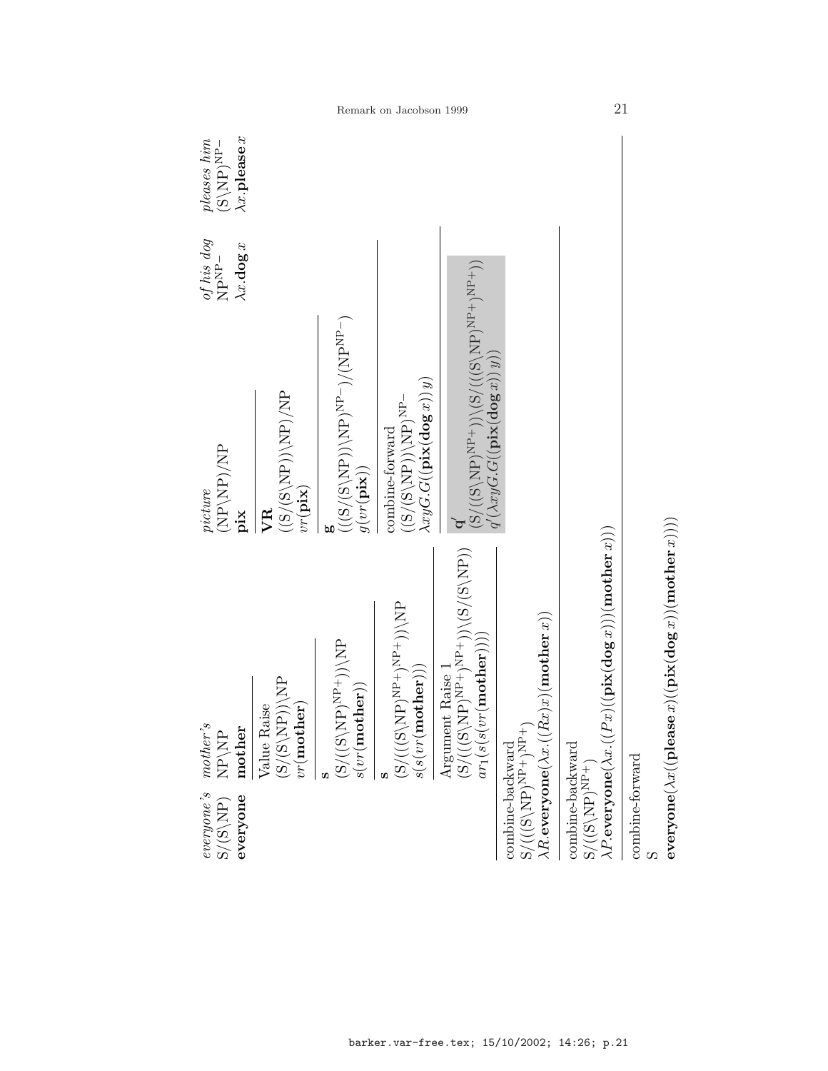| *everyone's* | *mother's* | *picture* | *of his dog* | *pleases him* |
|---|---|---|---|---|
| $S/(S\backslash NP)$ | $NP\backslash NP$ | $(NP\backslash NP)/NP$ | $NP^{NP-}$ | $(S\backslash NP)^{NP-}$ |
| **everyone** | **mother** | **pix** | $\lambda x.\mathbf{dog}\, x$ | $\lambda x.\mathbf{please}\, x$ |

Derivation steps:

*mother's*:

- Value Raise: $(S/(S\backslash NP))\backslash NP$ — $vr(\mathbf{mother})$
- **s**: $(S/((S\backslash NP)^{NP+}))\backslash NP$ — $s(vr(\mathbf{mother}))$
- **s**: $(S/(((S\backslash NP)^{NP+})^{NP+}))\backslash NP$ — $s(s(vr(\mathbf{mother})))$
- Argument Raise 1: $(S/(((S\backslash NP)^{NP+})^{NP+}))\backslash(S/(S\backslash NP))$ — $ar_1(s(s(vr(\mathbf{mother}))))$

*picture*:

- **VR**: $((S/(S\backslash NP))\backslash NP)/NP$ — $vr(\mathbf{pix})$
- **g**: $(((S/(S\backslash NP))\backslash NP)^{NP-})/(NP^{NP-})$ — $g(vr(\mathbf{pix}))$
- combine-forward (with *of his dog*): $((S/(S\backslash NP))\backslash NP)^{NP-}$ — $\lambda xyG.G((\mathbf{pix}(\mathbf{dog}\, x))\, y)$
- $\mathbf{q'}$: $(S/((S\backslash NP)^{NP+}))\backslash(S/(((S\backslash NP)^{NP+})^{NP+}))$ — $q'(\lambda xyG.G((\mathbf{pix}(\mathbf{dog}\, x))\, y))$

Combination:

- combine-backward: $S/(((S\backslash NP)^{NP+})^{NP+})$ — $\lambda R.\mathbf{everyone}(\lambda x.((Rx)x)(\mathbf{mother}\, x))$
- combine-backward: $S/((S\backslash NP)^{NP+})$ — $\lambda P.\mathbf{everyone}(\lambda x.((Px)((\mathbf{pix}(\mathbf{dog}\, x))(\mathbf{mother}\, x)))$
- combine-forward: $S$ — $\mathbf{everyone}(\lambda x((\mathbf{please}\, x)((\mathbf{pix}(\mathbf{dog}\, x))(\mathbf{mother}\, x))))$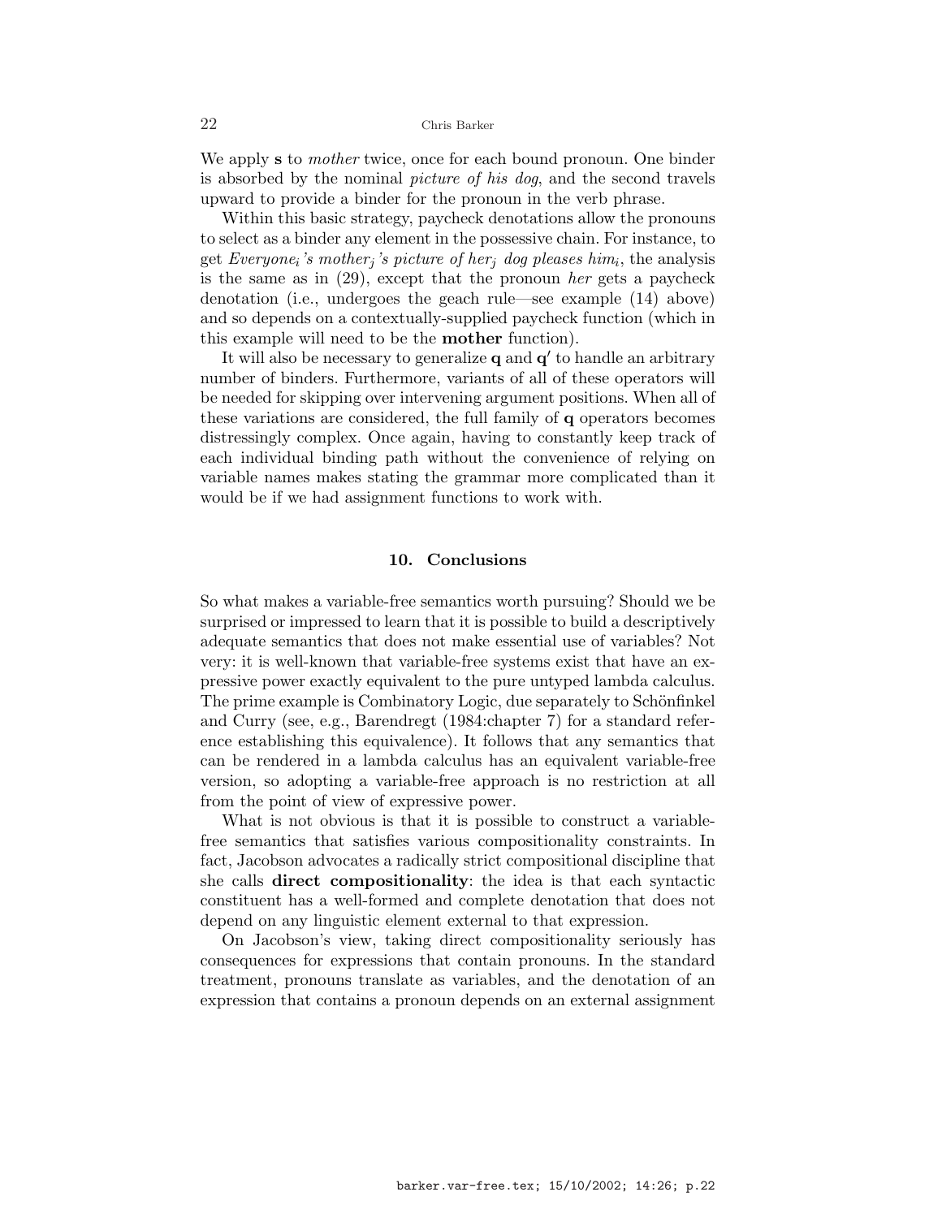We apply **s** to *mother* twice, once for each bound pronoun. One binder is absorbed by the nominal *picture of his dog*, and the second travels upward to provide a binder for the pronoun in the verb phrase.

Within this basic strategy, paycheck denotations allow the pronouns to select as a binder any element in the possessive chain. For instance, to get *Everyone*$_i$*'s mother*$_j$*'s picture of her*$_j$ *dog pleases him*$_i$, the analysis is the same as in (29), except that the pronoun *her* gets a paycheck denotation (i.e., undergoes the geach rule—see example (14) above) and so depends on a contextually-supplied paycheck function (which in this example will need to be the **mother** function).

It will also be necessary to generalize **q** and **q′** to handle an arbitrary number of binders. Furthermore, variants of all of these operators will be needed for skipping over intervening argument positions. When all of these variations are considered, the full family of **q** operators becomes distressingly complex. Once again, having to constantly keep track of each individual binding path without the convenience of relying on variable names makes stating the grammar more complicated than it would be if we had assignment functions to work with.

## 10. Conclusions

So what makes a variable-free semantics worth pursuing? Should we be surprised or impressed to learn that it is possible to build a descriptively adequate semantics that does not make essential use of variables? Not very: it is well-known that variable-free systems exist that have an expressive power exactly equivalent to the pure untyped lambda calculus. The prime example is Combinatory Logic, due separately to Schönfinkel and Curry (see, e.g., Barendregt (1984:chapter 7) for a standard reference establishing this equivalence). It follows that any semantics that can be rendered in a lambda calculus has an equivalent variable-free version, so adopting a variable-free approach is no restriction at all from the point of view of expressive power.

What is not obvious is that it is possible to construct a variable-free semantics that satisfies various compositionality constraints. In fact, Jacobson advocates a radically strict compositional discipline that she calls **direct compositionality**: the idea is that each syntactic constituent has a well-formed and complete denotation that does not depend on any linguistic element external to that expression.

On Jacobson's view, taking direct compositionality seriously has consequences for expressions that contain pronouns. In the standard treatment, pronouns translate as variables, and the denotation of an expression that contains a pronoun depends on an external assignment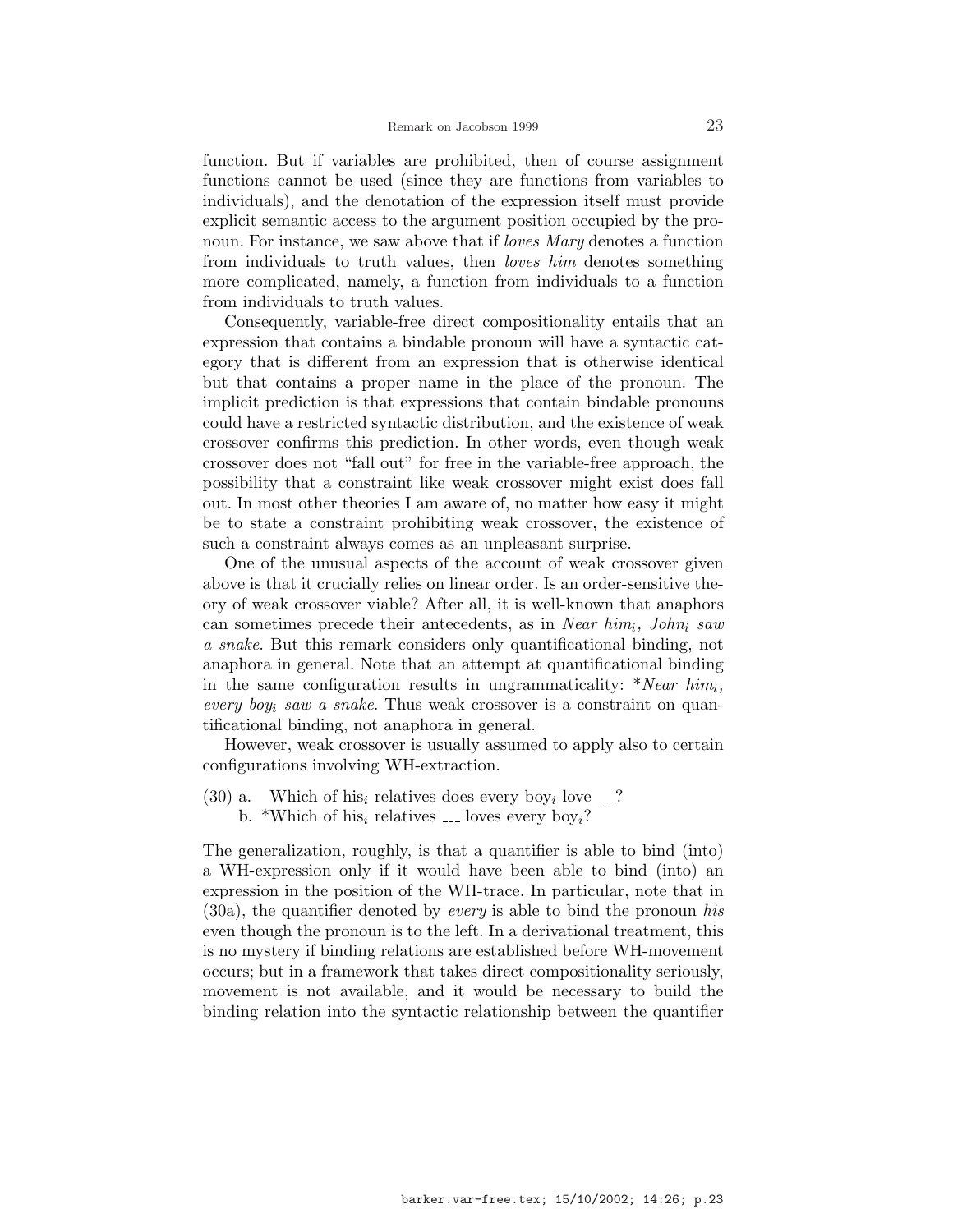function. But if variables are prohibited, then of course assignment functions cannot be used (since they are functions from variables to individuals), and the denotation of the expression itself must provide explicit semantic access to the argument position occupied by the pronoun. For instance, we saw above that if *loves Mary* denotes a function from individuals to truth values, then *loves him* denotes something more complicated, namely, a function from individuals to a function from individuals to truth values.

Consequently, variable-free direct compositionality entails that an expression that contains a bindable pronoun will have a syntactic category that is different from an expression that is otherwise identical but that contains a proper name in the place of the pronoun. The implicit prediction is that expressions that contain bindable pronouns could have a restricted syntactic distribution, and the existence of weak crossover confirms this prediction. In other words, even though weak crossover does not "fall out" for free in the variable-free approach, the possibility that a constraint like weak crossover might exist does fall out. In most other theories I am aware of, no matter how easy it might be to state a constraint prohibiting weak crossover, the existence of such a constraint always comes as an unpleasant surprise.

One of the unusual aspects of the account of weak crossover given above is that it crucially relies on linear order. Is an order-sensitive theory of weak crossover viable? After all, it is well-known that anaphors can sometimes precede their antecedents, as in *Near him*$_i$*, John*$_i$ *saw a snake*. But this remark considers only quantificational binding, not anaphora in general. Note that an attempt at quantificational binding in the same configuration results in ungrammaticality: \**Near him*$_i$*, every boy*$_i$ *saw a snake*. Thus weak crossover is a constraint on quantificational binding, not anaphora in general.

However, weak crossover is usually assumed to apply also to certain configurations involving WH-extraction.

(30) a. Which of his$_i$ relatives does every boy$_i$ love \_\_\_?
 b. \*Which of his$_i$ relatives \_\_\_ loves every boy$_i$?

The generalization, roughly, is that a quantifier is able to bind (into) a WH-expression only if it would have been able to bind (into) an expression in the position of the WH-trace. In particular, note that in (30a), the quantifier denoted by *every* is able to bind the pronoun *his* even though the pronoun is to the left. In a derivational treatment, this is no mystery if binding relations are established before WH-movement occurs; but in a framework that takes direct compositionality seriously, movement is not available, and it would be necessary to build the binding relation into the syntactic relationship between the quantifier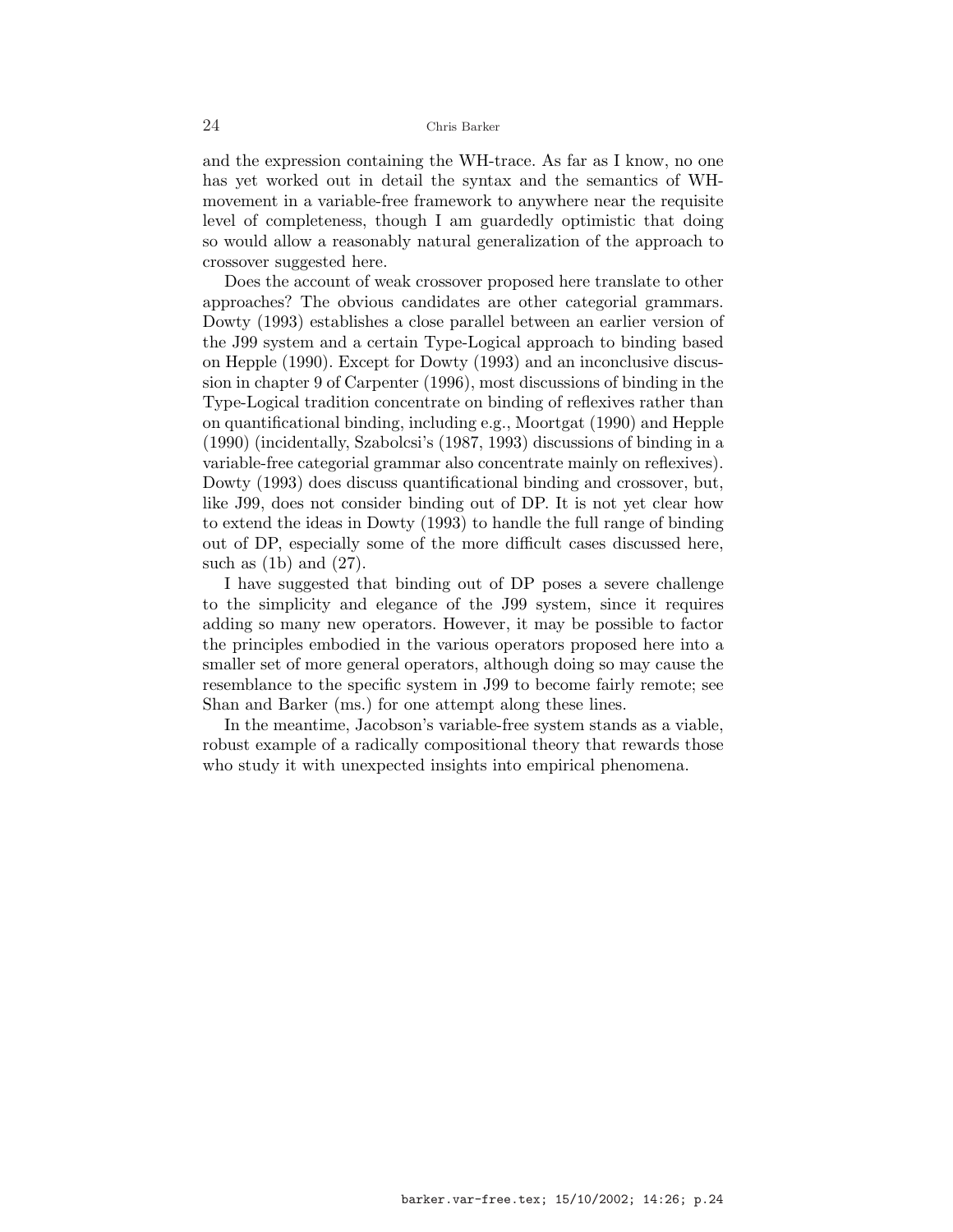and the expression containing the WH-trace. As far as I know, no one has yet worked out in detail the syntax and the semantics of WH-movement in a variable-free framework to anywhere near the requisite level of completeness, though I am guardedly optimistic that doing so would allow a reasonably natural generalization of the approach to crossover suggested here.

Does the account of weak crossover proposed here translate to other approaches? The obvious candidates are other categorial grammars. Dowty (1993) establishes a close parallel between an earlier version of the J99 system and a certain Type-Logical approach to binding based on Hepple (1990). Except for Dowty (1993) and an inconclusive discussion in chapter 9 of Carpenter (1996), most discussions of binding in the Type-Logical tradition concentrate on binding of reflexives rather than on quantificational binding, including e.g., Moortgat (1990) and Hepple (1990) (incidentally, Szabolcsi's (1987, 1993) discussions of binding in a variable-free categorial grammar also concentrate mainly on reflexives). Dowty (1993) does discuss quantificational binding and crossover, but, like J99, does not consider binding out of DP. It is not yet clear how to extend the ideas in Dowty (1993) to handle the full range of binding out of DP, especially some of the more difficult cases discussed here, such as (1b) and (27).

I have suggested that binding out of DP poses a severe challenge to the simplicity and elegance of the J99 system, since it requires adding so many new operators. However, it may be possible to factor the principles embodied in the various operators proposed here into a smaller set of more general operators, although doing so may cause the resemblance to the specific system in J99 to become fairly remote; see Shan and Barker (ms.) for one attempt along these lines.

In the meantime, Jacobson's variable-free system stands as a viable, robust example of a radically compositional theory that rewards those who study it with unexpected insights into empirical phenomena.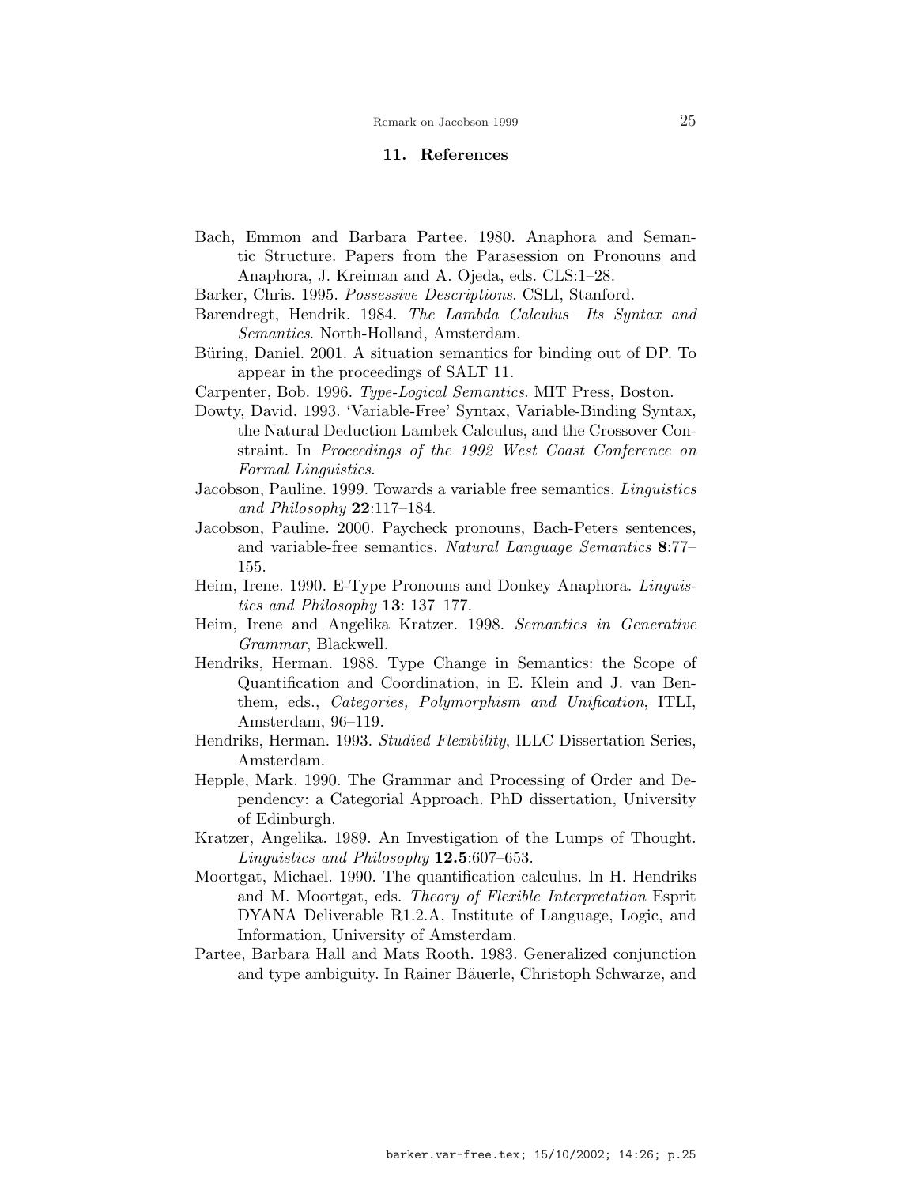## 11. References

Bach, Emmon and Barbara Partee. 1980. Anaphora and Semantic Structure. Papers from the Parasession on Pronouns and Anaphora, J. Kreiman and A. Ojeda, eds. CLS:1–28.

Barker, Chris. 1995. *Possessive Descriptions*. CSLI, Stanford.

Barendregt, Hendrik. 1984. *The Lambda Calculus—Its Syntax and Semantics*. North-Holland, Amsterdam.

Büring, Daniel. 2001. A situation semantics for binding out of DP. To appear in the proceedings of SALT 11.

Carpenter, Bob. 1996. *Type-Logical Semantics*. MIT Press, Boston.

Dowty, David. 1993. 'Variable-Free' Syntax, Variable-Binding Syntax, the Natural Deduction Lambek Calculus, and the Crossover Constraint. In *Proceedings of the 1992 West Coast Conference on Formal Linguistics*.

Jacobson, Pauline. 1999. Towards a variable free semantics. *Linguistics and Philosophy* **22**:117–184.

Jacobson, Pauline. 2000. Paycheck pronouns, Bach-Peters sentences, and variable-free semantics. *Natural Language Semantics* **8**:77–155.

Heim, Irene. 1990. E-Type Pronouns and Donkey Anaphora. *Linguistics and Philosophy* **13**: 137–177.

Heim, Irene and Angelika Kratzer. 1998. *Semantics in Generative Grammar*, Blackwell.

Hendriks, Herman. 1988. Type Change in Semantics: the Scope of Quantification and Coordination, in E. Klein and J. van Benthem, eds., *Categories, Polymorphism and Unification*, ITLI, Amsterdam, 96–119.

Hendriks, Herman. 1993. *Studied Flexibility*, ILLC Dissertation Series, Amsterdam.

Hepple, Mark. 1990. The Grammar and Processing of Order and Dependency: a Categorial Approach. PhD dissertation, University of Edinburgh.

Kratzer, Angelika. 1989. An Investigation of the Lumps of Thought. *Linguistics and Philosophy* **12.5**:607–653.

Moortgat, Michael. 1990. The quantification calculus. In H. Hendriks and M. Moortgat, eds. *Theory of Flexible Interpretation* Esprit DYANA Deliverable R1.2.A, Institute of Language, Logic, and Information, University of Amsterdam.

Partee, Barbara Hall and Mats Rooth. 1983. Generalized conjunction and type ambiguity. In Rainer Bäuerle, Christoph Schwarze, and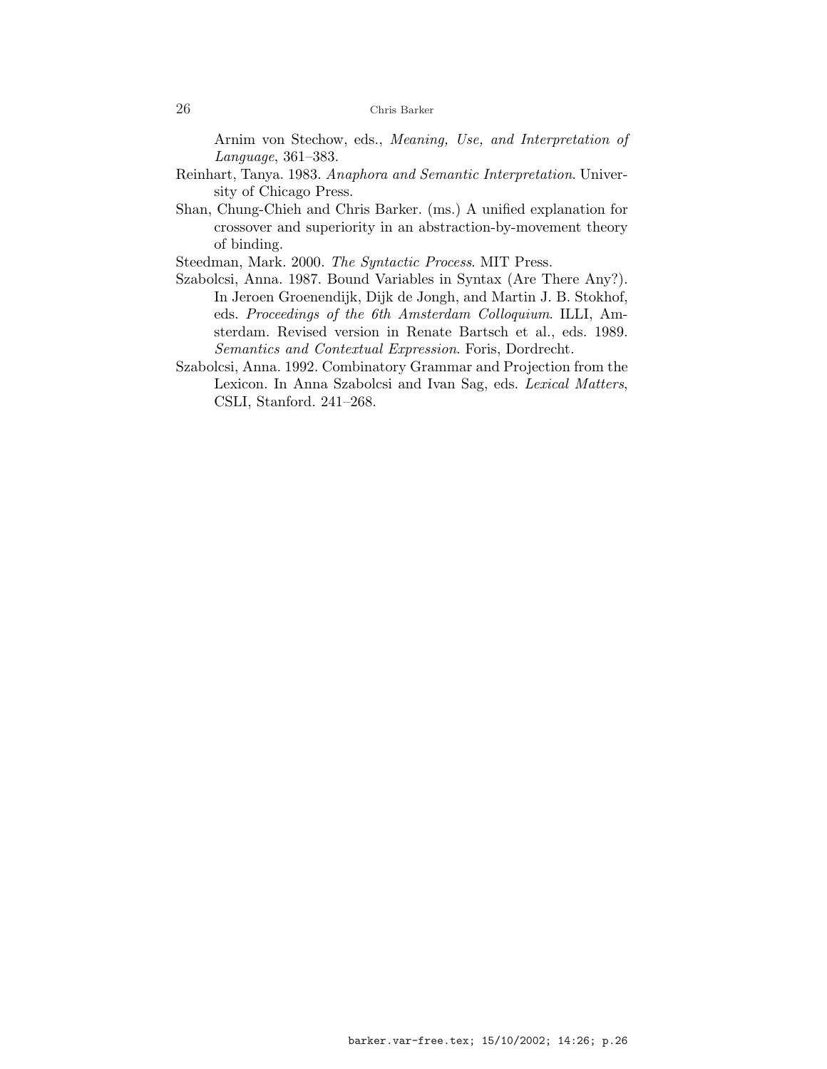Arnim von Stechow, eds., *Meaning, Use, and Interpretation of Language*, 361–383.

Reinhart, Tanya. 1983. *Anaphora and Semantic Interpretation*. University of Chicago Press.

Shan, Chung-Chieh and Chris Barker. (ms.) A unified explanation for crossover and superiority in an abstraction-by-movement theory of binding.

Steedman, Mark. 2000. *The Syntactic Process*. MIT Press.

Szabolcsi, Anna. 1987. Bound Variables in Syntax (Are There Any?). In Jeroen Groenendijk, Dijk de Jongh, and Martin J. B. Stokhof, eds. *Proceedings of the 6th Amsterdam Colloquium*. ILLI, Amsterdam. Revised version in Renate Bartsch et al., eds. 1989. *Semantics and Contextual Expression*. Foris, Dordrecht.

Szabolcsi, Anna. 1992. Combinatory Grammar and Projection from the Lexicon. In Anna Szabolcsi and Ivan Sag, eds. *Lexical Matters*, CSLI, Stanford. 241–268.